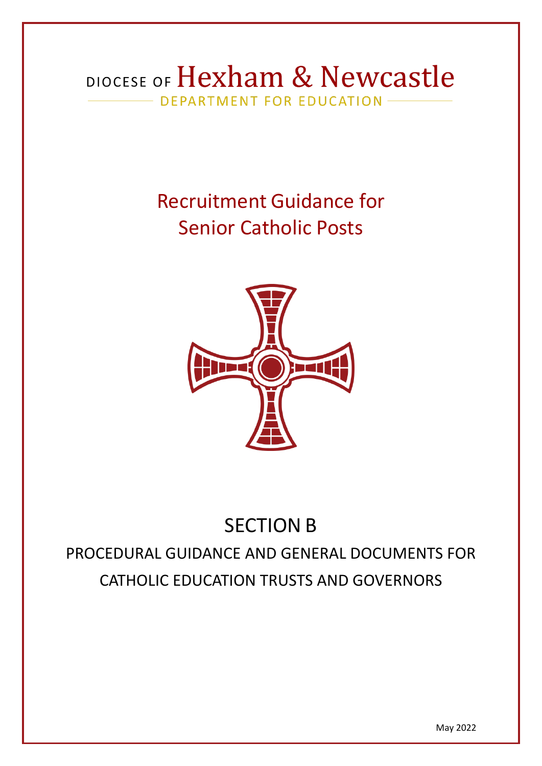DIOCESE OF Hexham & Newcastle

DEPARTMENT FOR EDUCATION

# Recruitment Guidance for Senior Catholic Posts

# SECTION B

## PROCEDURAL GUIDANCE AND GENERAL DOCUMENTS FOR CATHOLIC EDUCATION TRUSTS AND GOVERNORS

May 2022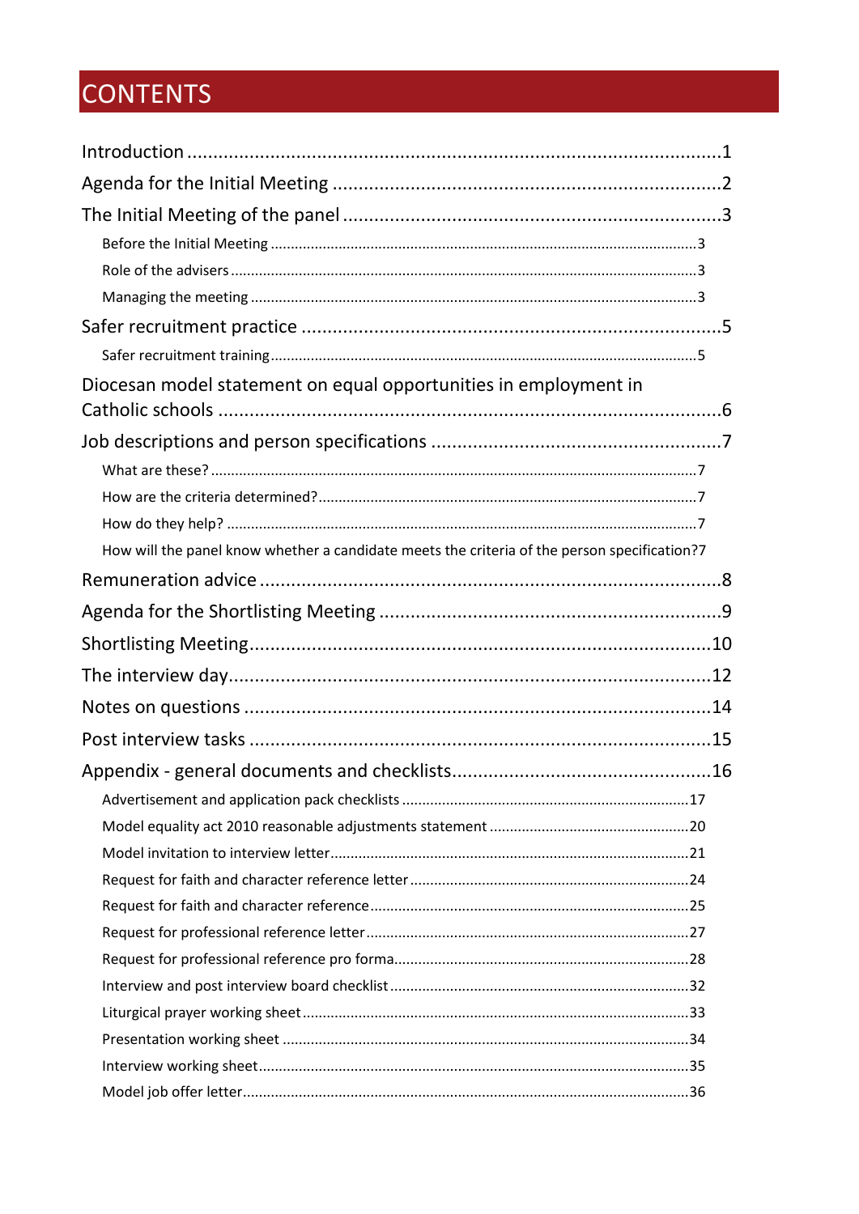# CONTENTS

- Introduction ........................................................................................................1
- Agenda for the Initial Meeting ..........................................................................2
- The Initial Meeting of the panel .........................................................................3
  - Before the Initial Meeting ..........................................................................3
  - Role of the advisers ....................................................................................3
  - Managing the meeting ................................................................................3
- Safer recruitment practice .................................................................................5
  - Safer recruitment training ..........................................................................5
- Diocesan model statement on equal opportunities in employment in Catholic schools ....................................................................................................6
- Job descriptions and person specifications ........................................................7
  - What are these? ..........................................................................................7
  - How are the criteria determined? ...............................................................7
  - How do they help? .......................................................................................7
  - How will the panel know whether a candidate meets the criteria of the person specification? 7
- Remuneration advice .........................................................................................8
- Agenda for the Shortlisting Meeting ...................................................................9
- Shortlisting Meeting ..........................................................................................10
- The interview day ...............................................................................................12
- Notes on questions ............................................................................................14
- Post interview tasks ...........................................................................................15
- Appendix - general documents and checklists ....................................................16
  - Advertisement and application pack checklists .........................................17
  - Model equality act 2010 reasonable adjustments statement ......................20
  - Model invitation to interview letter ............................................................21
  - Request for faith and character reference letter ........................................24
  - Request for faith and character reference ..................................................25
  - Request for professional reference letter ....................................................27
  - Request for professional reference pro forma ............................................28
  - Interview and post interview board checklist ..............................................32
  - Liturgical prayer working sheet ...................................................................33
  - Presentation working sheet ........................................................................34
  - Interview working sheet ..............................................................................35
  - Model job offer letter ...................................................................................36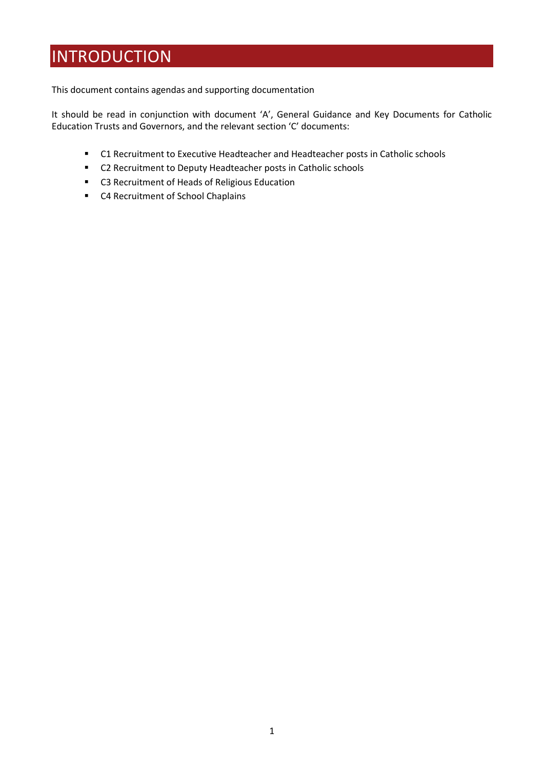# INTRODUCTION

This document contains agendas and supporting documentation

It should be read in conjunction with document 'A', General Guidance and Key Documents for Catholic Education Trusts and Governors, and the relevant section 'C' documents:

- C1 Recruitment to Executive Headteacher and Headteacher posts in Catholic schools
- C2 Recruitment to Deputy Headteacher posts in Catholic schools
- C3 Recruitment of Heads of Religious Education
- C4 Recruitment of School Chaplains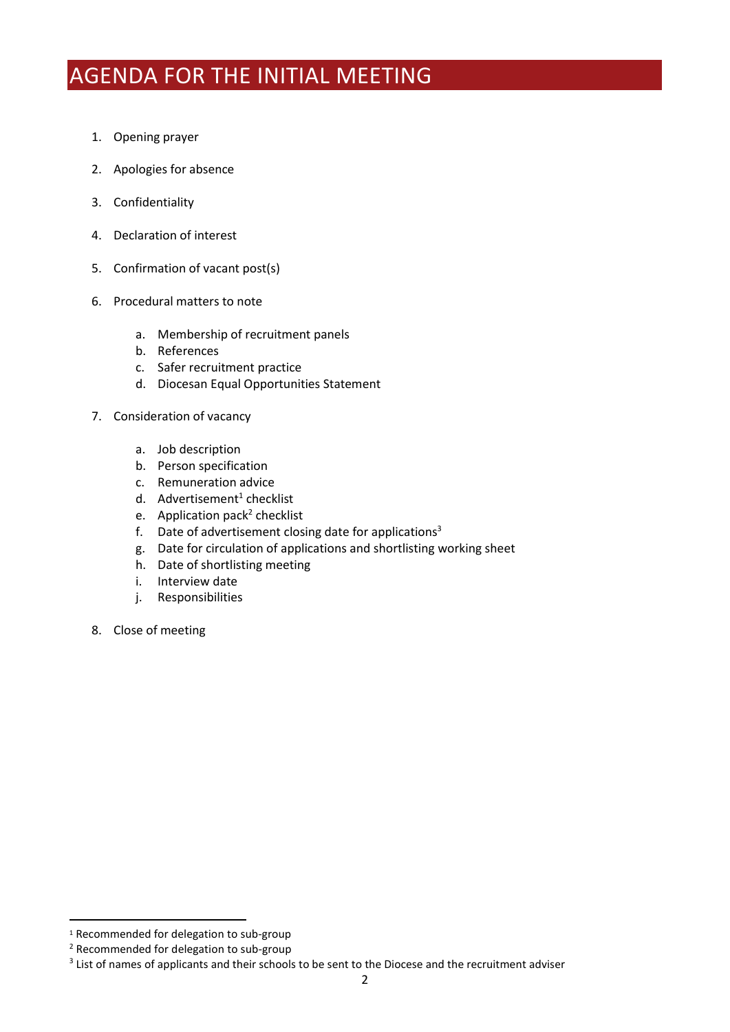# AGENDA FOR THE INITIAL MEETING

1. Opening prayer
2. Apologies for absence
3. Confidentiality
4. Declaration of interest
5. Confirmation of vacant post(s)
6. Procedural matters to note
   a. Membership of recruitment panels
   b. References
   c. Safer recruitment practice
   d. Diocesan Equal Opportunities Statement
7. Consideration of vacancy
   a. Job description
   b. Person specification
   c. Remuneration advice
   d. Advertisement[1] checklist
   e. Application pack[2] checklist
   f. Date of advertisement closing date for applications[3]
   g. Date for circulation of applications and shortlisting working sheet
   h. Date of shortlisting meeting
   i. Interview date
   j. Responsibilities
8. Close of meeting

---

[1] Recommended for delegation to sub-group

[2] Recommended for delegation to sub-group

[3] List of names of applicants and their schools to be sent to the Diocese and the recruitment adviser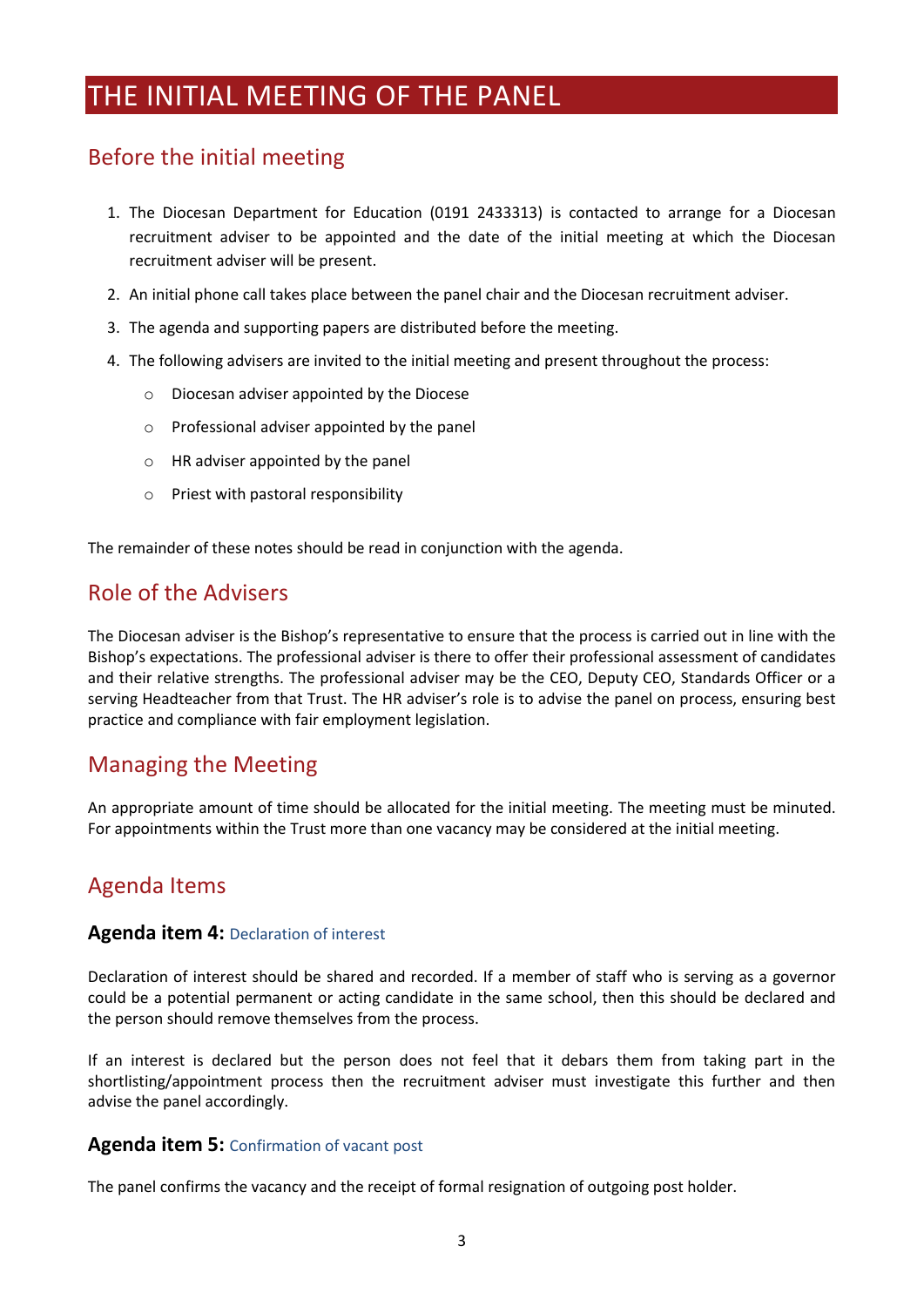# THE INITIAL MEETING OF THE PANEL

## Before the initial meeting

1. The Diocesan Department for Education (0191 2433313) is contacted to arrange for a Diocesan recruitment adviser to be appointed and the date of the initial meeting at which the Diocesan recruitment adviser will be present.
2. An initial phone call takes place between the panel chair and the Diocesan recruitment adviser.
3. The agenda and supporting papers are distributed before the meeting.
4. The following advisers are invited to the initial meeting and present throughout the process:
    - Diocesan adviser appointed by the Diocese
    - Professional adviser appointed by the panel
    - HR adviser appointed by the panel
    - Priest with pastoral responsibility

The remainder of these notes should be read in conjunction with the agenda.

## Role of the Advisers

The Diocesan adviser is the Bishop's representative to ensure that the process is carried out in line with the Bishop's expectations. The professional adviser is there to offer their professional assessment of candidates and their relative strengths. The professional adviser may be the CEO, Deputy CEO, Standards Officer or a serving Headteacher from that Trust. The HR adviser's role is to advise the panel on process, ensuring best practice and compliance with fair employment legislation.

## Managing the Meeting

An appropriate amount of time should be allocated for the initial meeting. The meeting must be minuted. For appointments within the Trust more than one vacancy may be considered at the initial meeting.

## Agenda Items

### Agenda item 4: Declaration of interest

Declaration of interest should be shared and recorded. If a member of staff who is serving as a governor could be a potential permanent or acting candidate in the same school, then this should be declared and the person should remove themselves from the process.

If an interest is declared but the person does not feel that it debars them from taking part in the shortlisting/appointment process then the recruitment adviser must investigate this further and then advise the panel accordingly.

### Agenda item 5: Confirmation of vacant post

The panel confirms the vacancy and the receipt of formal resignation of outgoing post holder.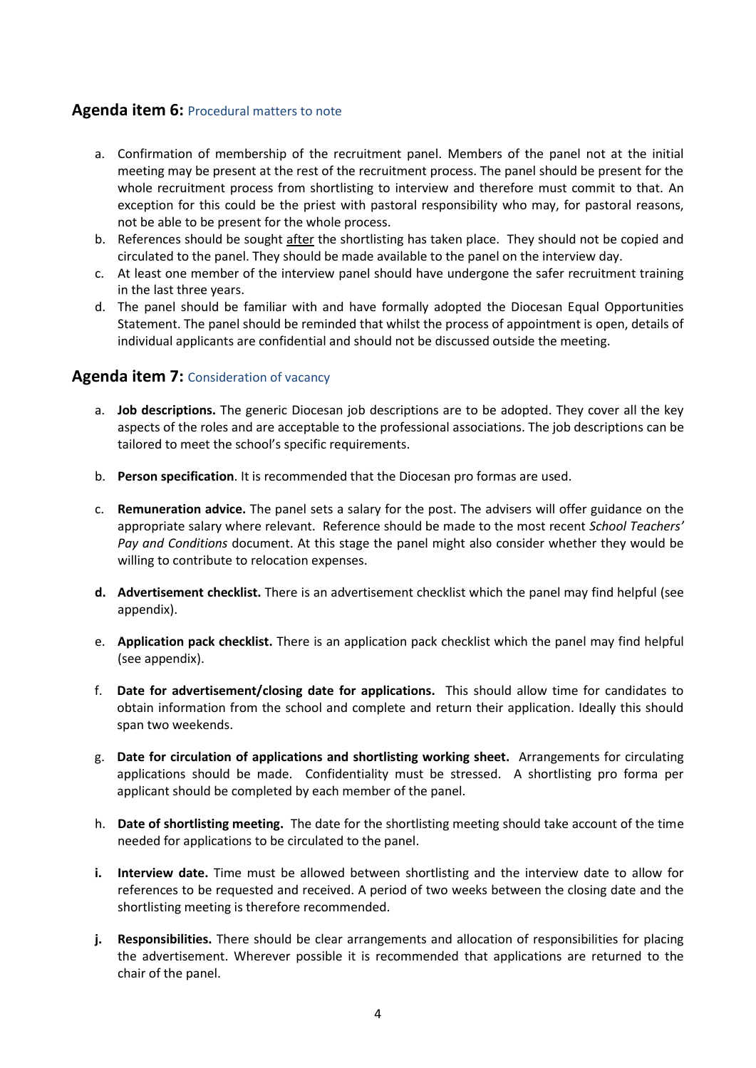## **Agenda item 6:** Procedural matters to note

a. Confirmation of membership of the recruitment panel. Members of the panel not at the initial meeting may be present at the rest of the recruitment process. The panel should be present for the whole recruitment process from shortlisting to interview and therefore must commit to that. An exception for this could be the priest with pastoral responsibility who may, for pastoral reasons, not be able to be present for the whole process.
b. References should be sought <u>after</u> the shortlisting has taken place. They should not be copied and circulated to the panel. They should be made available to the panel on the interview day.
c. At least one member of the interview panel should have undergone the safer recruitment training in the last three years.
d. The panel should be familiar with and have formally adopted the Diocesan Equal Opportunities Statement. The panel should be reminded that whilst the process of appointment is open, details of individual applicants are confidential and should not be discussed outside the meeting.

## **Agenda item 7:** Consideration of vacancy

a. **Job descriptions.** The generic Diocesan job descriptions are to be adopted. They cover all the key aspects of the roles and are acceptable to the professional associations. The job descriptions can be tailored to meet the school's specific requirements.

b. **Person specification**. It is recommended that the Diocesan pro formas are used.

c. **Remuneration advice.** The panel sets a salary for the post. The advisers will offer guidance on the appropriate salary where relevant. Reference should be made to the most recent *School Teachers' Pay and Conditions* document. At this stage the panel might also consider whether they would be willing to contribute to relocation expenses.

d. **Advertisement checklist.** There is an advertisement checklist which the panel may find helpful (see appendix).

e. **Application pack checklist.** There is an application pack checklist which the panel may find helpful (see appendix).

f. **Date for advertisement/closing date for applications.** This should allow time for candidates to obtain information from the school and complete and return their application. Ideally this should span two weekends.

g. **Date for circulation of applications and shortlisting working sheet.** Arrangements for circulating applications should be made. Confidentiality must be stressed. A shortlisting pro forma per applicant should be completed by each member of the panel.

h. **Date of shortlisting meeting.** The date for the shortlisting meeting should take account of the time needed for applications to be circulated to the panel.

i. **Interview date.** Time must be allowed between shortlisting and the interview date to allow for references to be requested and received. A period of two weeks between the closing date and the shortlisting meeting is therefore recommended.

j. **Responsibilities.** There should be clear arrangements and allocation of responsibilities for placing the advertisement. Wherever possible it is recommended that applications are returned to the chair of the panel.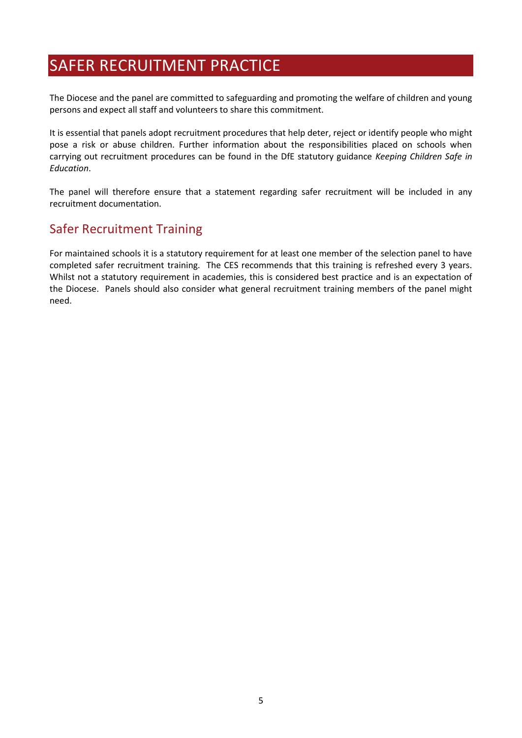# SAFER RECRUITMENT PRACTICE

The Diocese and the panel are committed to safeguarding and promoting the welfare of children and young persons and expect all staff and volunteers to share this commitment.

It is essential that panels adopt recruitment procedures that help deter, reject or identify people who might pose a risk or abuse children. Further information about the responsibilities placed on schools when carrying out recruitment procedures can be found in the DfE statutory guidance *Keeping Children Safe in Education*.

The panel will therefore ensure that a statement regarding safer recruitment will be included in any recruitment documentation.

## Safer Recruitment Training

For maintained schools it is a statutory requirement for at least one member of the selection panel to have completed safer recruitment training. The CES recommends that this training is refreshed every 3 years. Whilst not a statutory requirement in academies, this is considered best practice and is an expectation of the Diocese. Panels should also consider what general recruitment training members of the panel might need.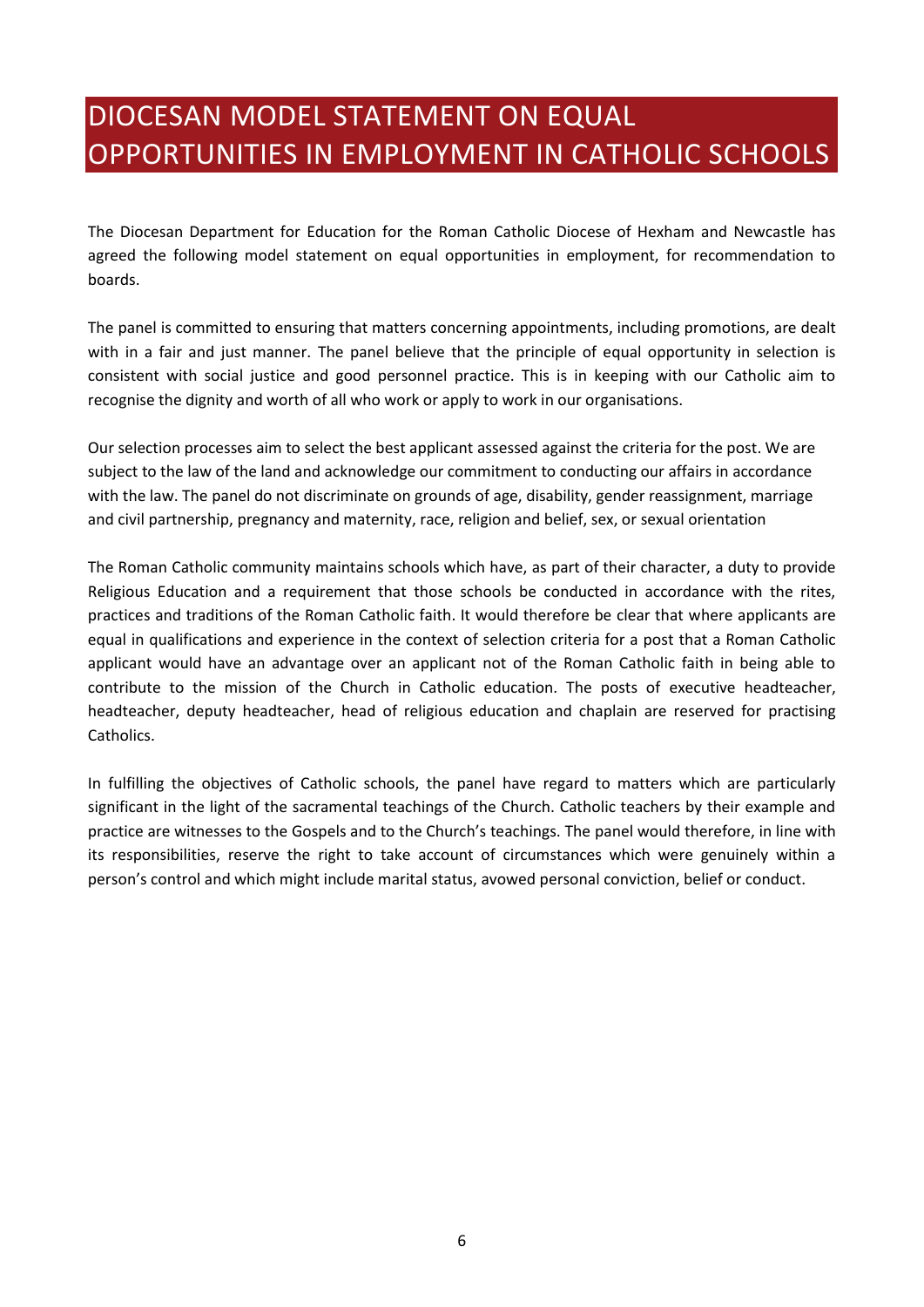# DIOCESAN MODEL STATEMENT ON EQUAL OPPORTUNITIES IN EMPLOYMENT IN CATHOLIC SCHOOLS

The Diocesan Department for Education for the Roman Catholic Diocese of Hexham and Newcastle has agreed the following model statement on equal opportunities in employment, for recommendation to boards.

The panel is committed to ensuring that matters concerning appointments, including promotions, are dealt with in a fair and just manner. The panel believe that the principle of equal opportunity in selection is consistent with social justice and good personnel practice. This is in keeping with our Catholic aim to recognise the dignity and worth of all who work or apply to work in our organisations.

Our selection processes aim to select the best applicant assessed against the criteria for the post. We are subject to the law of the land and acknowledge our commitment to conducting our affairs in accordance with the law. The panel do not discriminate on grounds of age, disability, gender reassignment, marriage and civil partnership, pregnancy and maternity, race, religion and belief, sex, or sexual orientation

The Roman Catholic community maintains schools which have, as part of their character, a duty to provide Religious Education and a requirement that those schools be conducted in accordance with the rites, practices and traditions of the Roman Catholic faith. It would therefore be clear that where applicants are equal in qualifications and experience in the context of selection criteria for a post that a Roman Catholic applicant would have an advantage over an applicant not of the Roman Catholic faith in being able to contribute to the mission of the Church in Catholic education. The posts of executive headteacher, headteacher, deputy headteacher, head of religious education and chaplain are reserved for practising Catholics.

In fulfilling the objectives of Catholic schools, the panel have regard to matters which are particularly significant in the light of the sacramental teachings of the Church. Catholic teachers by their example and practice are witnesses to the Gospels and to the Church's teachings. The panel would therefore, in line with its responsibilities, reserve the right to take account of circumstances which were genuinely within a person's control and which might include marital status, avowed personal conviction, belief or conduct.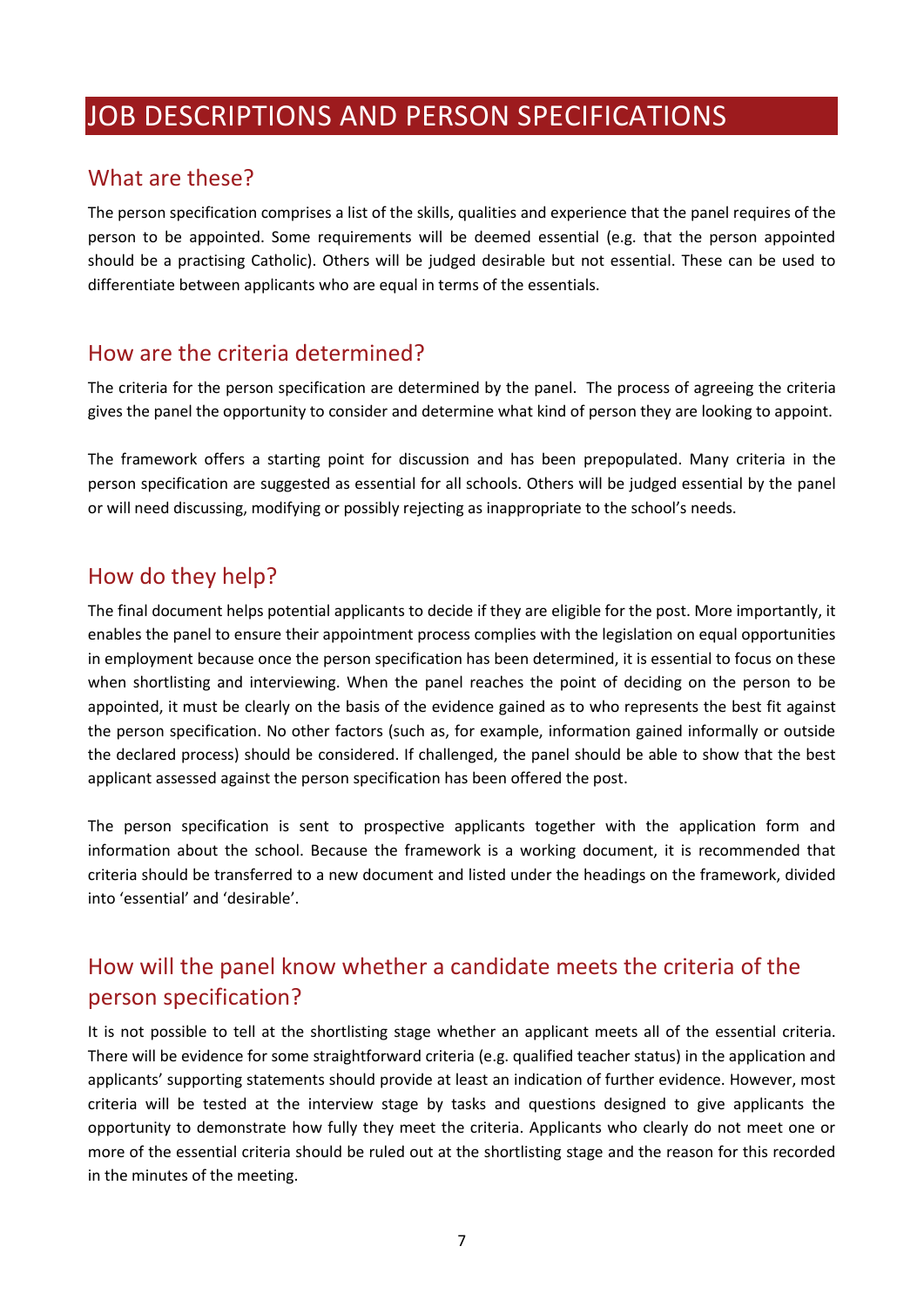# JOB DESCRIPTIONS AND PERSON SPECIFICATIONS

## What are these?

The person specification comprises a list of the skills, qualities and experience that the panel requires of the person to be appointed. Some requirements will be deemed essential (e.g. that the person appointed should be a practising Catholic). Others will be judged desirable but not essential. These can be used to differentiate between applicants who are equal in terms of the essentials.

## How are the criteria determined?

The criteria for the person specification are determined by the panel. The process of agreeing the criteria gives the panel the opportunity to consider and determine what kind of person they are looking to appoint.

The framework offers a starting point for discussion and has been prepopulated. Many criteria in the person specification are suggested as essential for all schools. Others will be judged essential by the panel or will need discussing, modifying or possibly rejecting as inappropriate to the school's needs.

## How do they help?

The final document helps potential applicants to decide if they are eligible for the post. More importantly, it enables the panel to ensure their appointment process complies with the legislation on equal opportunities in employment because once the person specification has been determined, it is essential to focus on these when shortlisting and interviewing. When the panel reaches the point of deciding on the person to be appointed, it must be clearly on the basis of the evidence gained as to who represents the best fit against the person specification. No other factors (such as, for example, information gained informally or outside the declared process) should be considered. If challenged, the panel should be able to show that the best applicant assessed against the person specification has been offered the post.

The person specification is sent to prospective applicants together with the application form and information about the school. Because the framework is a working document, it is recommended that criteria should be transferred to a new document and listed under the headings on the framework, divided into 'essential' and 'desirable'.

## How will the panel know whether a candidate meets the criteria of the person specification?

It is not possible to tell at the shortlisting stage whether an applicant meets all of the essential criteria. There will be evidence for some straightforward criteria (e.g. qualified teacher status) in the application and applicants' supporting statements should provide at least an indication of further evidence. However, most criteria will be tested at the interview stage by tasks and questions designed to give applicants the opportunity to demonstrate how fully they meet the criteria. Applicants who clearly do not meet one or more of the essential criteria should be ruled out at the shortlisting stage and the reason for this recorded in the minutes of the meeting.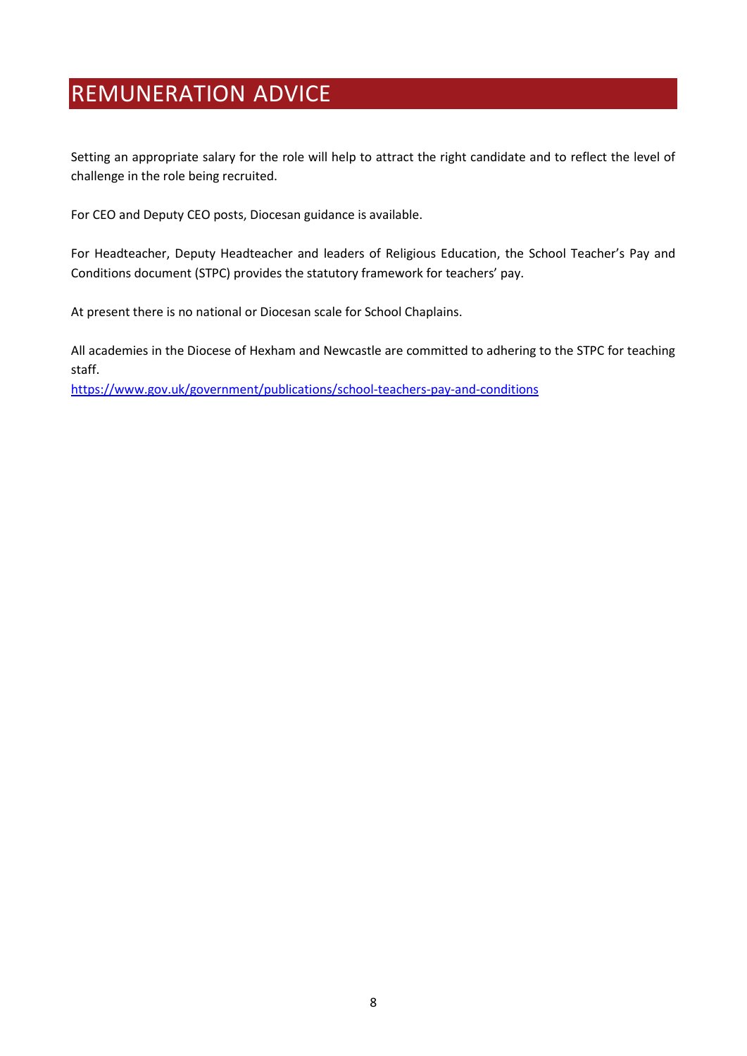# REMUNERATION ADVICE

Setting an appropriate salary for the role will help to attract the right candidate and to reflect the level of challenge in the role being recruited.

For CEO and Deputy CEO posts, Diocesan guidance is available.

For Headteacher, Deputy Headteacher and leaders of Religious Education, the School Teacher's Pay and Conditions document (STPC) provides the statutory framework for teachers' pay.

At present there is no national or Diocesan scale for School Chaplains.

All academies in the Diocese of Hexham and Newcastle are committed to adhering to the STPC for teaching staff.
https://www.gov.uk/government/publications/school-teachers-pay-and-conditions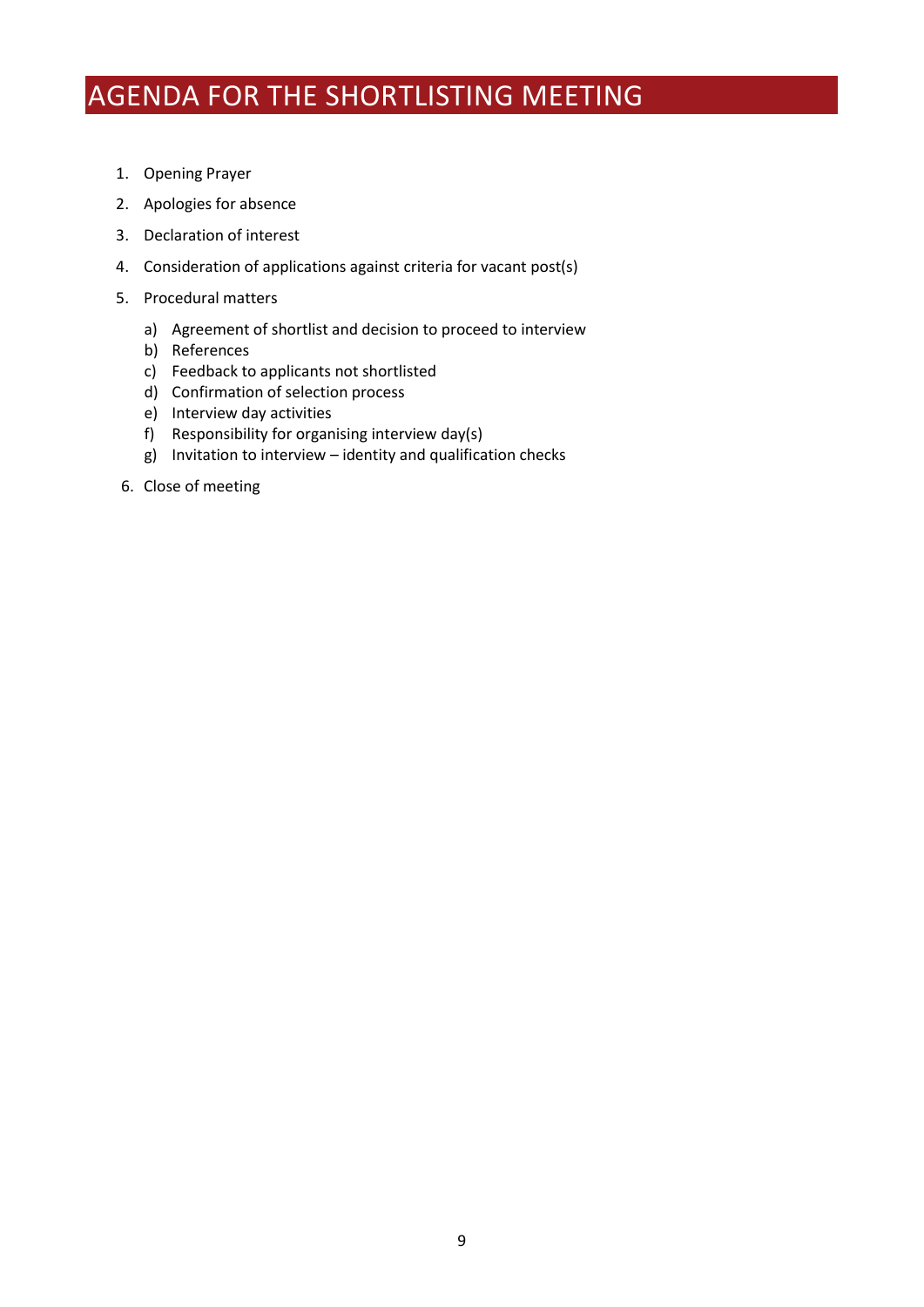# AGENDA FOR THE SHORTLISTING MEETING

1. Opening Prayer
2. Apologies for absence
3. Declaration of interest
4. Consideration of applications against criteria for vacant post(s)
5. Procedural matters
   a) Agreement of shortlist and decision to proceed to interview
   b) References
   c) Feedback to applicants not shortlisted
   d) Confirmation of selection process
   e) Interview day activities
   f) Responsibility for organising interview day(s)
   g) Invitation to interview – identity and qualification checks
6. Close of meeting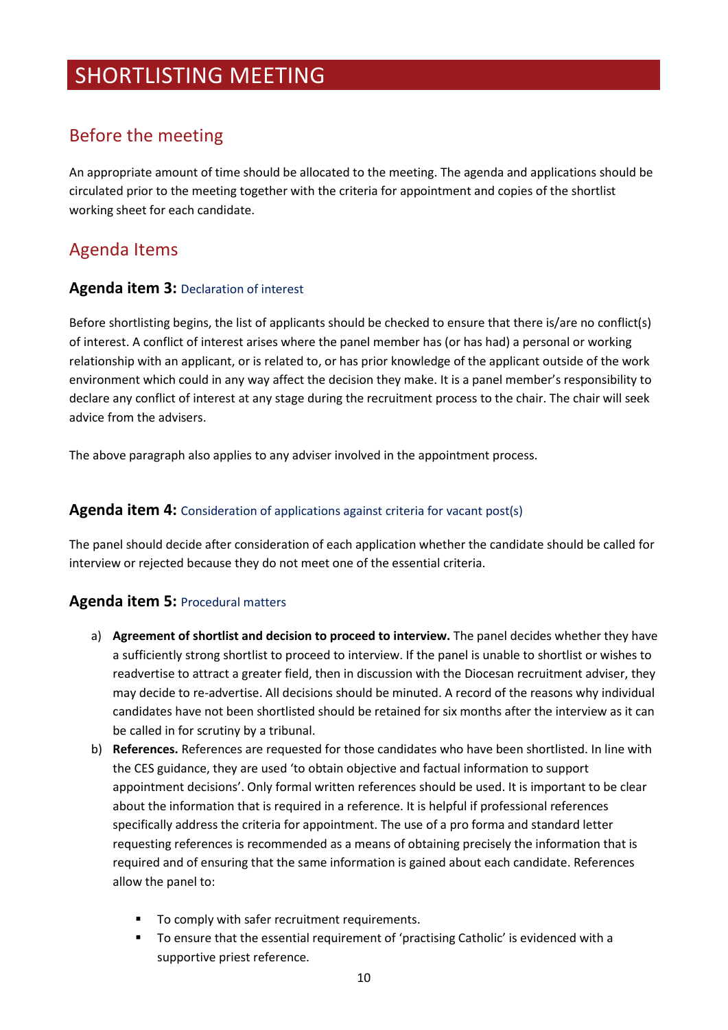# SHORTLISTING MEETING

## Before the meeting

An appropriate amount of time should be allocated to the meeting. The agenda and applications should be circulated prior to the meeting together with the criteria for appointment and copies of the shortlist working sheet for each candidate.

## Agenda Items

### Agenda item 3: Declaration of interest

Before shortlisting begins, the list of applicants should be checked to ensure that there is/are no conflict(s) of interest. A conflict of interest arises where the panel member has (or has had) a personal or working relationship with an applicant, or is related to, or has prior knowledge of the applicant outside of the work environment which could in any way affect the decision they make. It is a panel member's responsibility to declare any conflict of interest at any stage during the recruitment process to the chair. The chair will seek advice from the advisers.

The above paragraph also applies to any adviser involved in the appointment process.

### Agenda item 4: Consideration of applications against criteria for vacant post(s)

The panel should decide after consideration of each application whether the candidate should be called for interview or rejected because they do not meet one of the essential criteria.

### Agenda item 5: Procedural matters

a) **Agreement of shortlist and decision to proceed to interview.** The panel decides whether they have a sufficiently strong shortlist to proceed to interview. If the panel is unable to shortlist or wishes to readvertise to attract a greater field, then in discussion with the Diocesan recruitment adviser, they may decide to re-advertise. All decisions should be minuted. A record of the reasons why individual candidates have not been shortlisted should be retained for six months after the interview as it can be called in for scrutiny by a tribunal.

b) **References.** References are requested for those candidates who have been shortlisted. In line with the CES guidance, they are used 'to obtain objective and factual information to support appointment decisions'. Only formal written references should be used. It is important to be clear about the information that is required in a reference. It is helpful if professional references specifically address the criteria for appointment. The use of a pro forma and standard letter requesting references is recommended as a means of obtaining precisely the information that is required and of ensuring that the same information is gained about each candidate. References allow the panel to:

   - To comply with safer recruitment requirements.
   - To ensure that the essential requirement of 'practising Catholic' is evidenced with a supportive priest reference.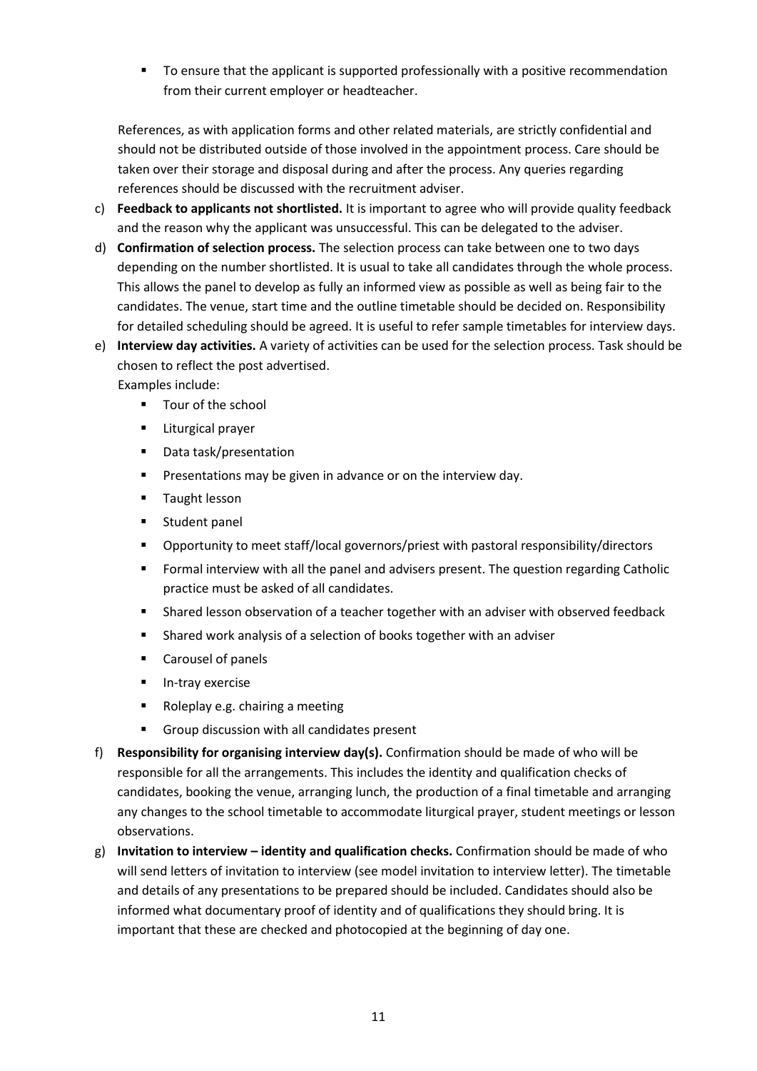- To ensure that the applicant is supported professionally with a positive recommendation from their current employer or headteacher.

References, as with application forms and other related materials, are strictly confidential and should not be distributed outside of those involved in the appointment process. Care should be taken over their storage and disposal during and after the process. Any queries regarding references should be discussed with the recruitment adviser.

c) **Feedback to applicants not shortlisted.** It is important to agree who will provide quality feedback and the reason why the applicant was unsuccessful. This can be delegated to the adviser.

d) **Confirmation of selection process.** The selection process can take between one to two days depending on the number shortlisted. It is usual to take all candidates through the whole process. This allows the panel to develop as fully an informed view as possible as well as being fair to the candidates. The venue, start time and the outline timetable should be decided on. Responsibility for detailed scheduling should be agreed. It is useful to refer sample timetables for interview days.

e) **Interview day activities.** A variety of activities can be used for the selection process. Task should be chosen to reflect the post advertised.
   Examples include:
   - Tour of the school
   - Liturgical prayer
   - Data task/presentation
   - Presentations may be given in advance or on the interview day.
   - Taught lesson
   - Student panel
   - Opportunity to meet staff/local governors/priest with pastoral responsibility/directors
   - Formal interview with all the panel and advisers present. The question regarding Catholic practice must be asked of all candidates.
   - Shared lesson observation of a teacher together with an adviser with observed feedback
   - Shared work analysis of a selection of books together with an adviser
   - Carousel of panels
   - In-tray exercise
   - Roleplay e.g. chairing a meeting
   - Group discussion with all candidates present

f) **Responsibility for organising interview day(s).** Confirmation should be made of who will be responsible for all the arrangements. This includes the identity and qualification checks of candidates, booking the venue, arranging lunch, the production of a final timetable and arranging any changes to the school timetable to accommodate liturgical prayer, student meetings or lesson observations.

g) **Invitation to interview – identity and qualification checks.** Confirmation should be made of who will send letters of invitation to interview (see model invitation to interview letter). The timetable and details of any presentations to be prepared should be included. Candidates should also be informed what documentary proof of identity and of qualifications they should bring. It is important that these are checked and photocopied at the beginning of day one.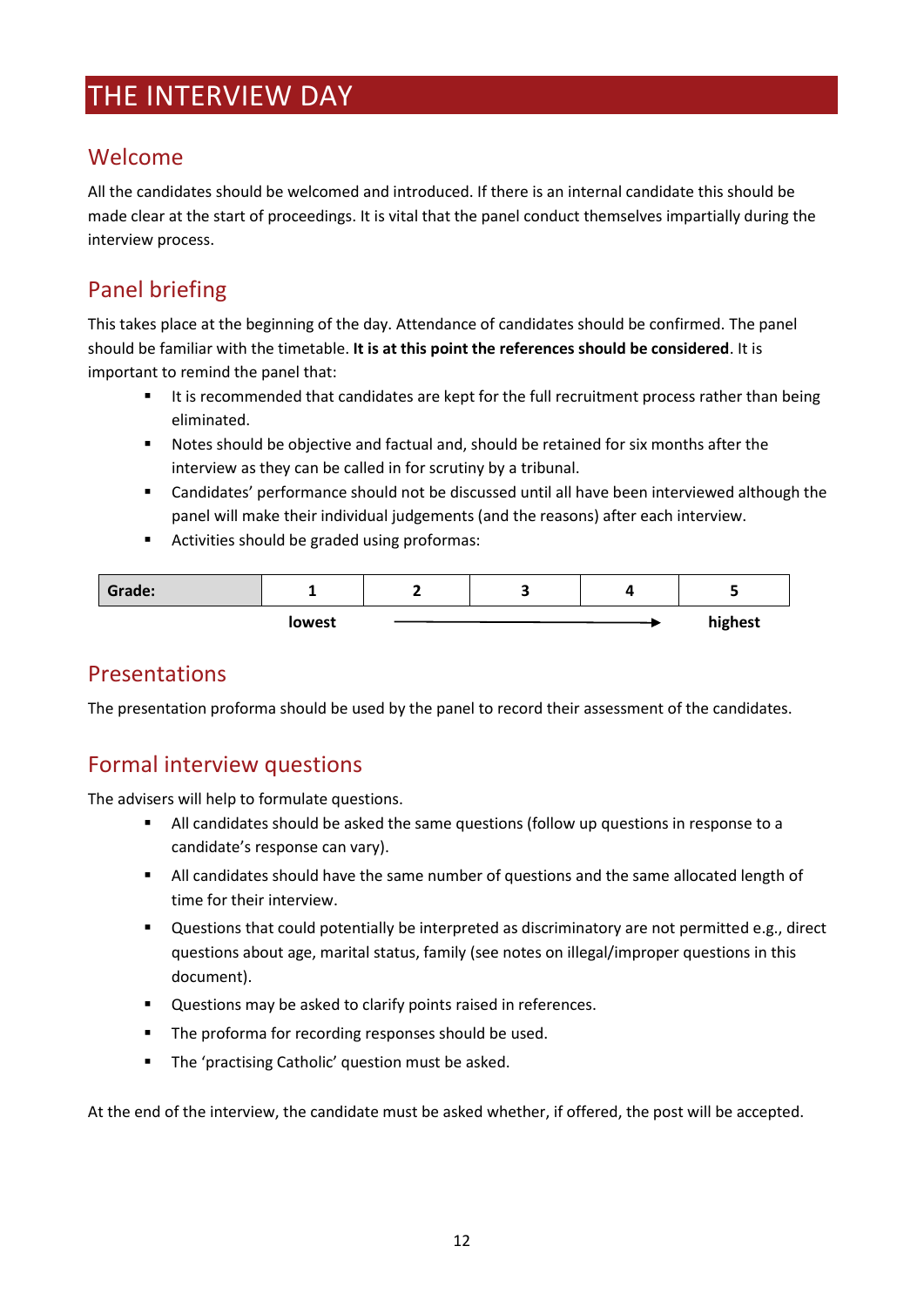# THE INTERVIEW DAY

## Welcome

All the candidates should be welcomed and introduced. If there is an internal candidate this should be made clear at the start of proceedings. It is vital that the panel conduct themselves impartially during the interview process.

## Panel briefing

This takes place at the beginning of the day. Attendance of candidates should be confirmed. The panel should be familiar with the timetable. **It is at this point the references should be considered**. It is important to remind the panel that:

- It is recommended that candidates are kept for the full recruitment process rather than being eliminated.
- Notes should be objective and factual and, should be retained for six months after the interview as they can be called in for scrutiny by a tribunal.
- Candidates' performance should not be discussed until all have been interviewed although the panel will make their individual judgements (and the reasons) after each interview.
- Activities should be graded using proformas:

| **Grade:** | **1** | **2** | **3** | **4** | **5** |
|---|---|---|---|---|---|
| | **lowest** | → | → | → | **highest** |

## Presentations

The presentation proforma should be used by the panel to record their assessment of the candidates.

## Formal interview questions

The advisers will help to formulate questions.

- All candidates should be asked the same questions (follow up questions in response to a candidate's response can vary).
- All candidates should have the same number of questions and the same allocated length of time for their interview.
- Questions that could potentially be interpreted as discriminatory are not permitted e.g., direct questions about age, marital status, family (see notes on illegal/improper questions in this document).
- Questions may be asked to clarify points raised in references.
- The proforma for recording responses should be used.
- The 'practising Catholic' question must be asked.

At the end of the interview, the candidate must be asked whether, if offered, the post will be accepted.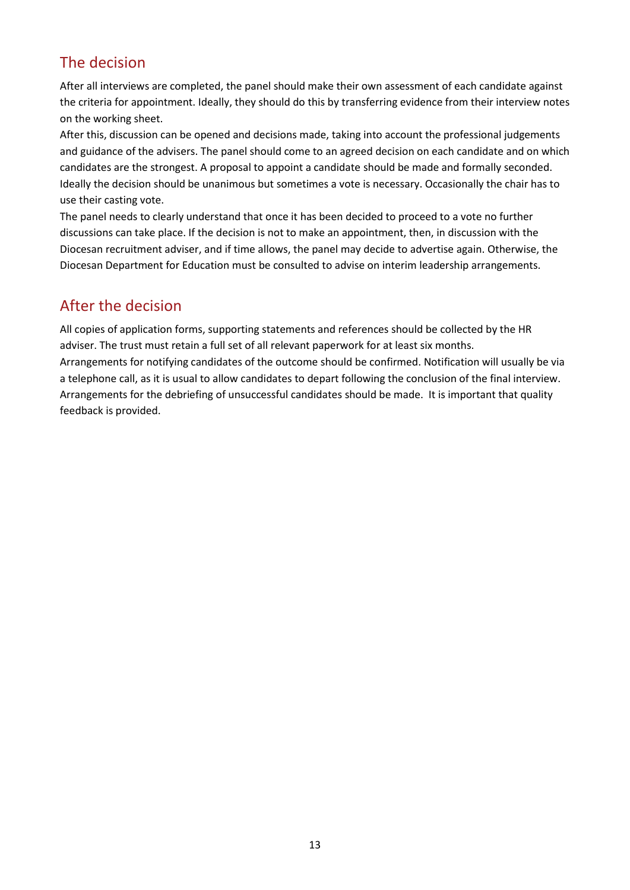## The decision

After all interviews are completed, the panel should make their own assessment of each candidate against the criteria for appointment. Ideally, they should do this by transferring evidence from their interview notes on the working sheet.

After this, discussion can be opened and decisions made, taking into account the professional judgements and guidance of the advisers. The panel should come to an agreed decision on each candidate and on which candidates are the strongest. A proposal to appoint a candidate should be made and formally seconded. Ideally the decision should be unanimous but sometimes a vote is necessary. Occasionally the chair has to use their casting vote.

The panel needs to clearly understand that once it has been decided to proceed to a vote no further discussions can take place. If the decision is not to make an appointment, then, in discussion with the Diocesan recruitment adviser, and if time allows, the panel may decide to advertise again. Otherwise, the Diocesan Department for Education must be consulted to advise on interim leadership arrangements.

## After the decision

All copies of application forms, supporting statements and references should be collected by the HR adviser. The trust must retain a full set of all relevant paperwork for at least six months.

Arrangements for notifying candidates of the outcome should be confirmed. Notification will usually be via a telephone call, as it is usual to allow candidates to depart following the conclusion of the final interview. Arrangements for the debriefing of unsuccessful candidates should be made. It is important that quality feedback is provided.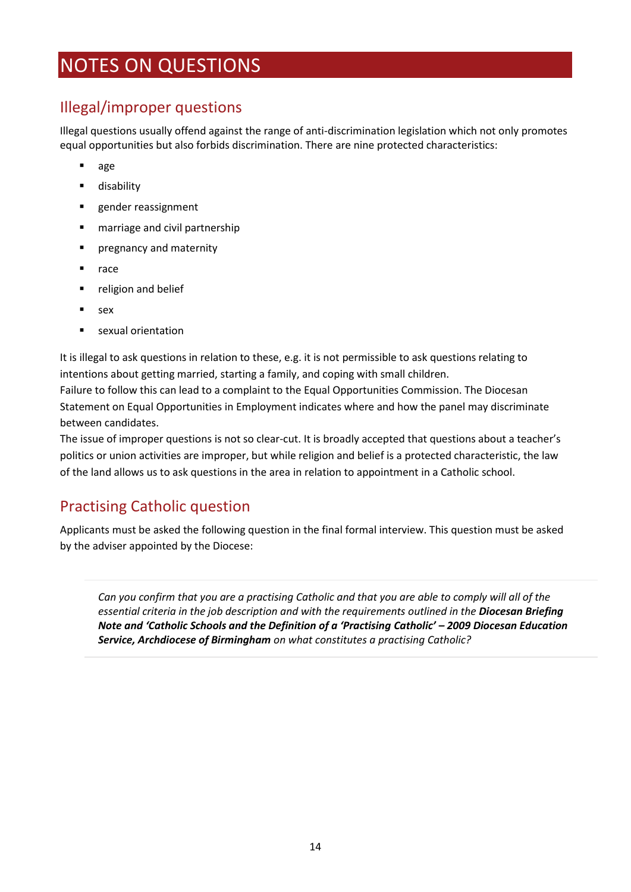# NOTES ON QUESTIONS

## Illegal/improper questions

Illegal questions usually offend against the range of anti-discrimination legislation which not only promotes equal opportunities but also forbids discrimination. There are nine protected characteristics:

- age
- disability
- gender reassignment
- marriage and civil partnership
- pregnancy and maternity
- race
- religion and belief
- sex
- sexual orientation

It is illegal to ask questions in relation to these, e.g. it is not permissible to ask questions relating to intentions about getting married, starting a family, and coping with small children.

Failure to follow this can lead to a complaint to the Equal Opportunities Commission. The Diocesan Statement on Equal Opportunities in Employment indicates where and how the panel may discriminate between candidates.

The issue of improper questions is not so clear-cut. It is broadly accepted that questions about a teacher's politics or union activities are improper, but while religion and belief is a protected characteristic, the law of the land allows us to ask questions in the area in relation to appointment in a Catholic school.

## Practising Catholic question

Applicants must be asked the following question in the final formal interview. This question must be asked by the adviser appointed by the Diocese:

> *Can you confirm that you are a practising Catholic and that you are able to comply will all of the essential criteria in the job description and with the requirements outlined in the **Diocesan Briefing Note and 'Catholic Schools and the Definition of a 'Practising Catholic' – 2009 Diocesan Education Service, Archdiocese of Birmingham** on what constitutes a practising Catholic?*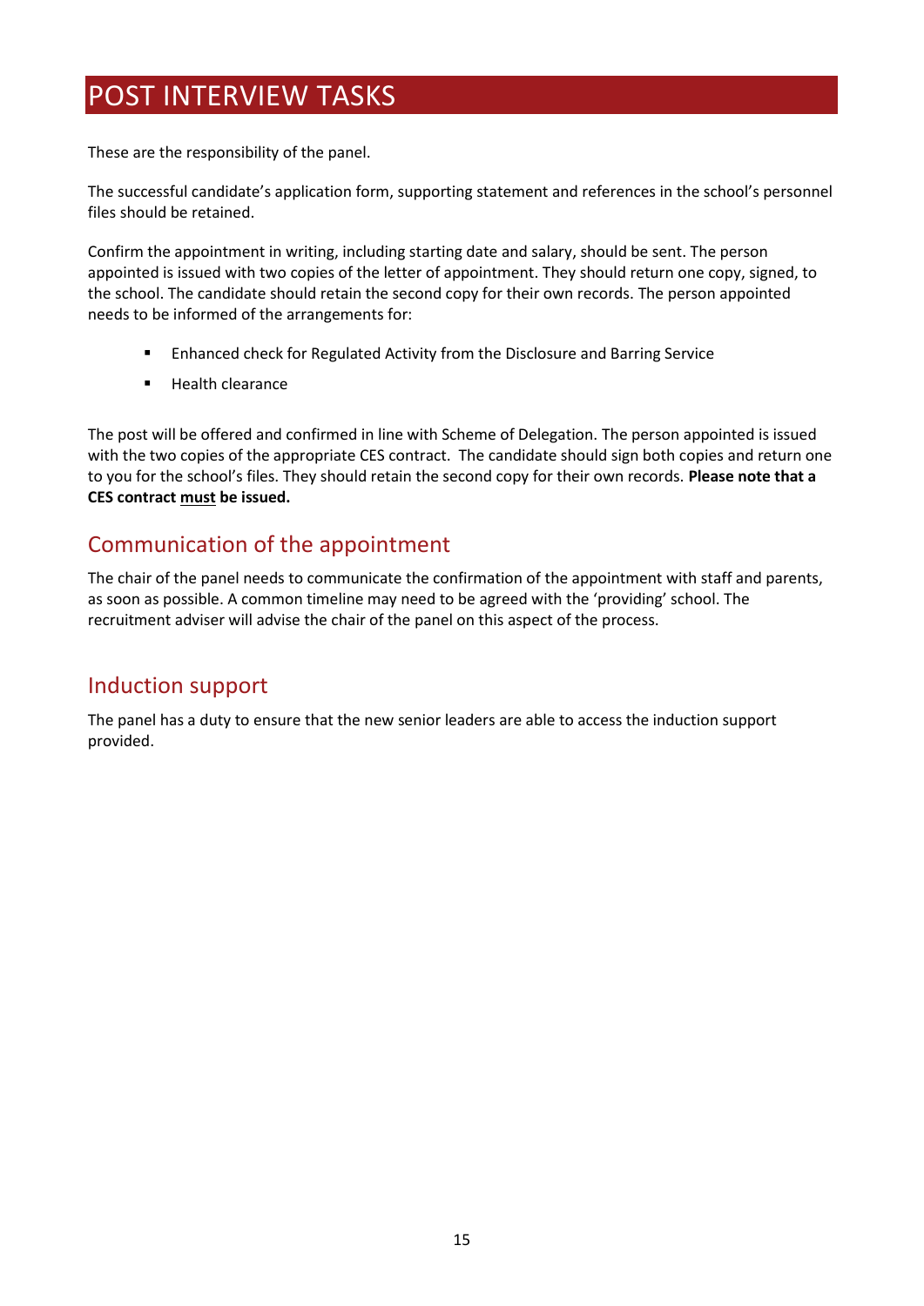# POST INTERVIEW TASKS

These are the responsibility of the panel.

The successful candidate's application form, supporting statement and references in the school's personnel files should be retained.

Confirm the appointment in writing, including starting date and salary, should be sent. The person appointed is issued with two copies of the letter of appointment. They should return one copy, signed, to the school. The candidate should retain the second copy for their own records. The person appointed needs to be informed of the arrangements for:

- Enhanced check for Regulated Activity from the Disclosure and Barring Service
- Health clearance

The post will be offered and confirmed in line with Scheme of Delegation. The person appointed is issued with the two copies of the appropriate CES contract. The candidate should sign both copies and return one to you for the school's files. They should retain the second copy for their own records. **Please note that a CES contract <u>must</u> be issued.**

## Communication of the appointment

The chair of the panel needs to communicate the confirmation of the appointment with staff and parents, as soon as possible. A common timeline may need to be agreed with the 'providing' school. The recruitment adviser will advise the chair of the panel on this aspect of the process.

## Induction support

The panel has a duty to ensure that the new senior leaders are able to access the induction support provided.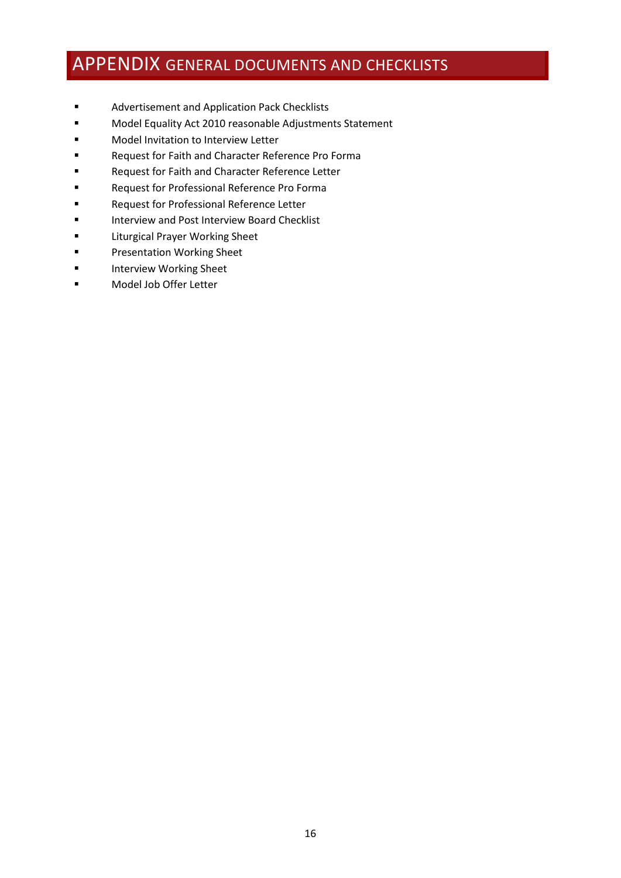# APPENDIX GENERAL DOCUMENTS AND CHECKLISTS

- Advertisement and Application Pack Checklists
- Model Equality Act 2010 reasonable Adjustments Statement
- Model Invitation to Interview Letter
- Request for Faith and Character Reference Pro Forma
- Request for Faith and Character Reference Letter
- Request for Professional Reference Pro Forma
- Request for Professional Reference Letter
- Interview and Post Interview Board Checklist
- Liturgical Prayer Working Sheet
- Presentation Working Sheet
- Interview Working Sheet
- Model Job Offer Letter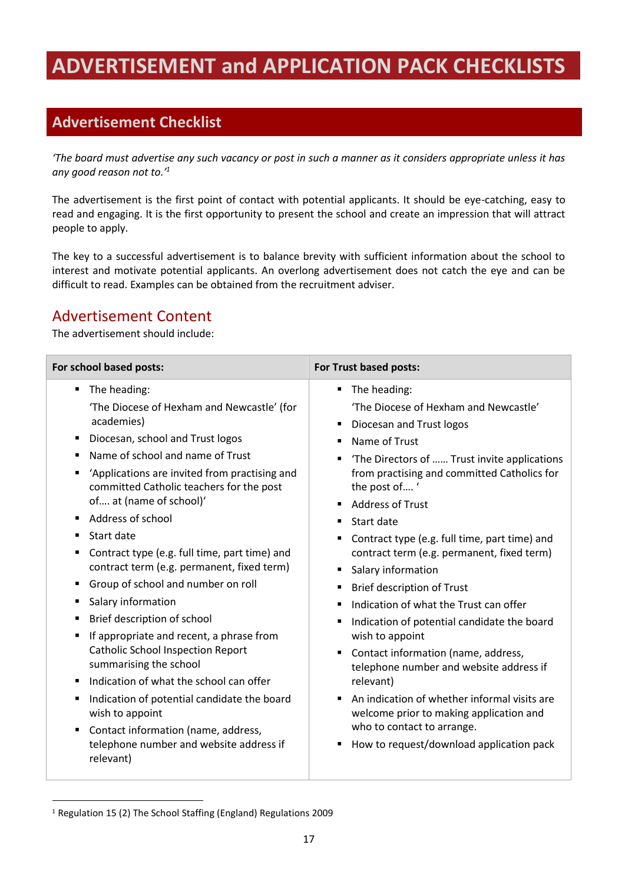# ADVERTISEMENT and APPLICATION PACK CHECKLISTS

## Advertisement Checklist

*'The board must advertise any such vacancy or post in such a manner as it considers appropriate unless it has any good reason not to.'*[1]

The advertisement is the first point of contact with potential applicants. It should be eye-catching, easy to read and engaging. It is the first opportunity to present the school and create an impression that will attract people to apply.

The key to a successful advertisement is to balance brevity with sufficient information about the school to interest and motivate potential applicants. An overlong advertisement does not catch the eye and can be difficult to read. Examples can be obtained from the recruitment adviser.

### Advertisement Content

The advertisement should include:

| For school based posts: | For Trust based posts: |
|---|---|
| ▪ The heading: 'The Diocese of Hexham and Newcastle' (for academies)<br>▪ Diocesan, school and Trust logos<br>▪ Name of school and name of Trust<br>▪ 'Applications are invited from practising and committed Catholic teachers for the post of…. at (name of school)'<br>▪ Address of school<br>▪ Start date<br>▪ Contract type (e.g. full time, part time) and contract term (e.g. permanent, fixed term)<br>▪ Group of school and number on roll<br>▪ Salary information<br>▪ Brief description of school<br>▪ If appropriate and recent, a phrase from Catholic School Inspection Report summarising the school<br>▪ Indication of what the school can offer<br>▪ Indication of potential candidate the board wish to appoint<br>▪ Contact information (name, address, telephone number and website address if relevant) | ▪ The heading: 'The Diocese of Hexham and Newcastle'<br>▪ Diocesan and Trust logos<br>▪ Name of Trust<br>▪ 'The Directors of …… Trust invite applications from practising and committed Catholics for the post of…. '<br>▪ Address of Trust<br>▪ Start date<br>▪ Contract type (e.g. full time, part time) and contract term (e.g. permanent, fixed term)<br>▪ Salary information<br>▪ Brief description of Trust<br>▪ Indication of what the Trust can offer<br>▪ Indication of potential candidate the board wish to appoint<br>▪ Contact information (name, address, telephone number and website address if relevant)<br>▪ An indication of whether informal visits are welcome prior to making application and who to contact to arrange.<br>▪ How to request/download application pack |

[1] Regulation 15 (2) The School Staffing (England) Regulations 2009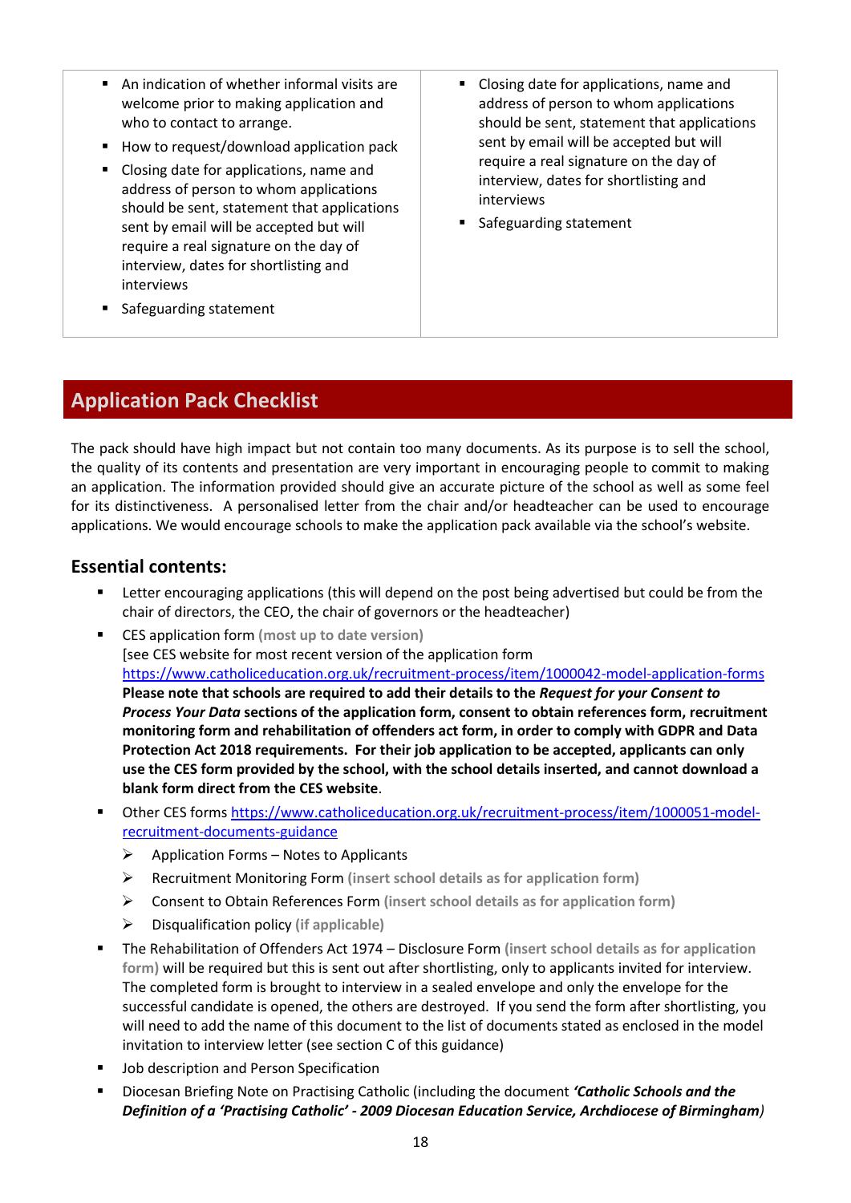| | |
|---|---|
| ▪ An indication of whether informal visits are welcome prior to making application and who to contact to arrange.<br>▪ How to request/download application pack<br>▪ Closing date for applications, name and address of person to whom applications should be sent, statement that applications sent by email will be accepted but will require a real signature on the day of interview, dates for shortlisting and interviews<br>▪ Safeguarding statement | ▪ Closing date for applications, name and address of person to whom applications should be sent, statement that applications sent by email will be accepted but will require a real signature on the day of interview, dates for shortlisting and interviews<br>▪ Safeguarding statement |

## Application Pack Checklist

The pack should have high impact but not contain too many documents. As its purpose is to sell the school, the quality of its contents and presentation are very important in encouraging people to commit to making an application. The information provided should give an accurate picture of the school as well as some feel for its distinctiveness. A personalised letter from the chair and/or headteacher can be used to encourage applications. We would encourage schools to make the application pack available via the school's website.

### Essential contents:

- Letter encouraging applications (this will depend on the post being advertised but could be from the chair of directors, the CEO, the chair of governors or the headteacher)
- CES application form **(most up to date version)**
  [see CES website for most recent version of the application form https://www.catholiceducation.org.uk/recruitment-process/item/1000042-model-application-forms
  **Please note that schools are required to add their details to the *Request for your Consent to Process Your Data* sections of the application form, consent to obtain references form, recruitment monitoring form and rehabilitation of offenders act form, in order to comply with GDPR and Data Protection Act 2018 requirements. For their job application to be accepted, applicants can only use the CES form provided by the school, with the school details inserted, and cannot download a blank form direct from the CES website**.
- Other CES forms https://www.catholiceducation.org.uk/recruitment-process/item/1000051-model-recruitment-documents-guidance
  - Application Forms – Notes to Applicants
  - Recruitment Monitoring Form **(insert school details as for application form)**
  - Consent to Obtain References Form **(insert school details as for application form)**
  - Disqualification policy **(if applicable)**
- The Rehabilitation of Offenders Act 1974 – Disclosure Form **(insert school details as for application form)** will be required but this is sent out after shortlisting, only to applicants invited for interview. The completed form is brought to interview in a sealed envelope and only the envelope for the successful candidate is opened, the others are destroyed. If you send the form after shortlisting, you will need to add the name of this document to the list of documents stated as enclosed in the model invitation to interview letter (see section C of this guidance)
- Job description and Person Specification
- Diocesan Briefing Note on Practising Catholic (including the document ***'Catholic Schools and the Definition of a 'Practising Catholic' - 2009 Diocesan Education Service, Archdiocese of Birmingham)***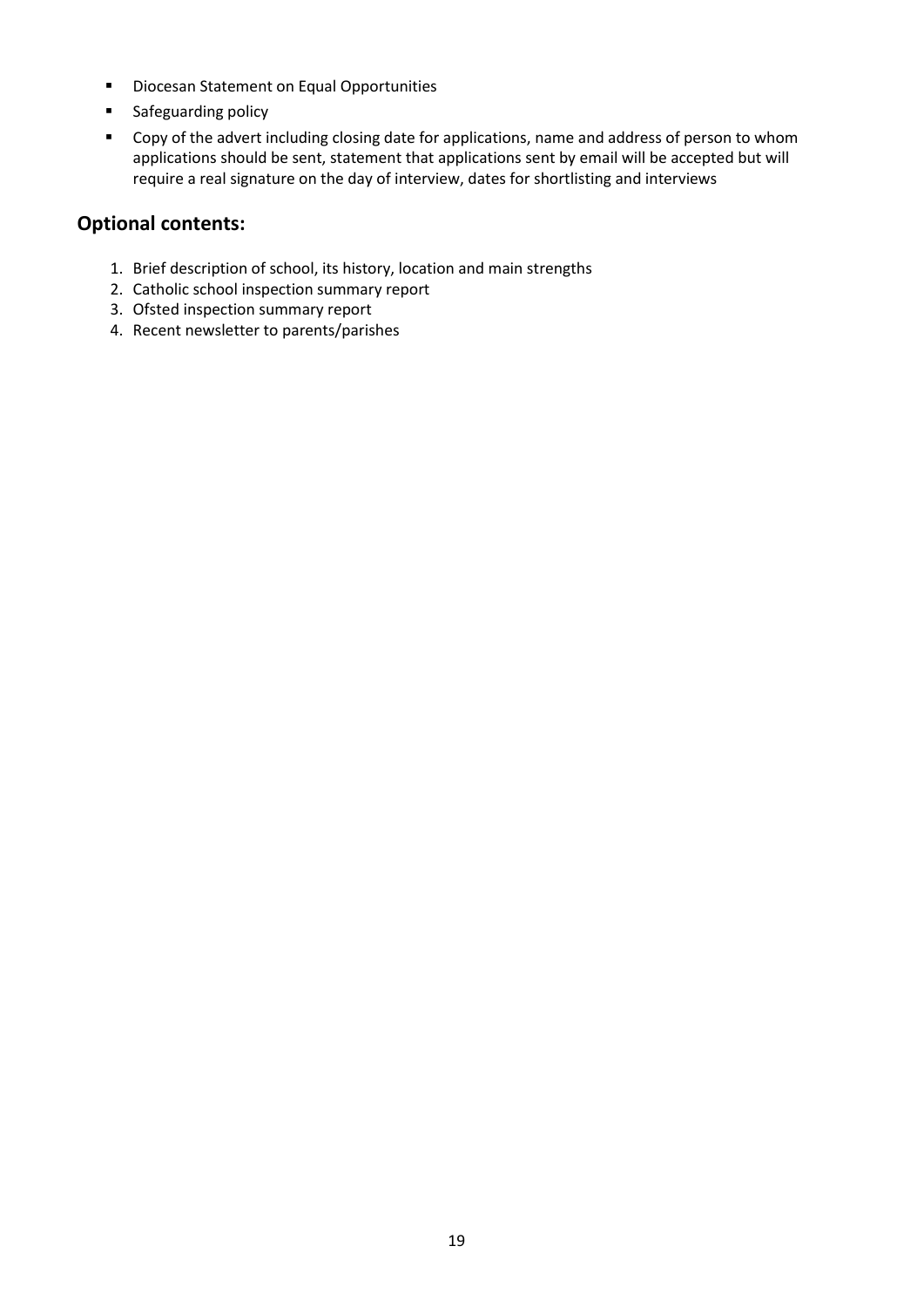- Diocesan Statement on Equal Opportunities
- Safeguarding policy
- Copy of the advert including closing date for applications, name and address of person to whom applications should be sent, statement that applications sent by email will be accepted but will require a real signature on the day of interview, dates for shortlisting and interviews

## Optional contents:

1. Brief description of school, its history, location and main strengths
2. Catholic school inspection summary report
3. Ofsted inspection summary report
4. Recent newsletter to parents/parishes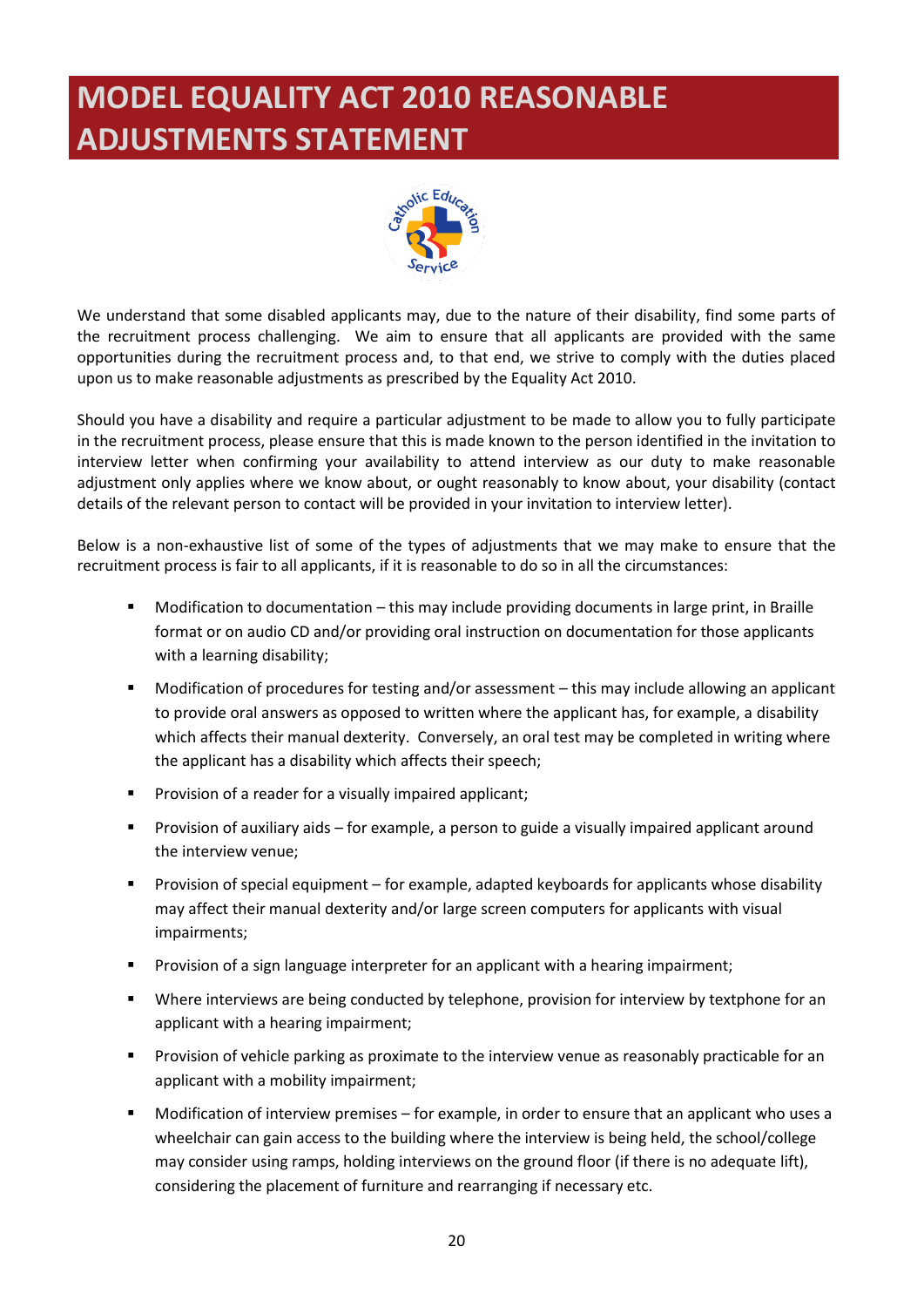# MODEL EQUALITY ACT 2010 REASONABLE ADJUSTMENTS STATEMENT

We understand that some disabled applicants may, due to the nature of their disability, find some parts of the recruitment process challenging. We aim to ensure that all applicants are provided with the same opportunities during the recruitment process and, to that end, we strive to comply with the duties placed upon us to make reasonable adjustments as prescribed by the Equality Act 2010.

Should you have a disability and require a particular adjustment to be made to allow you to fully participate in the recruitment process, please ensure that this is made known to the person identified in the invitation to interview letter when confirming your availability to attend interview as our duty to make reasonable adjustment only applies where we know about, or ought reasonably to know about, your disability (contact details of the relevant person to contact will be provided in your invitation to interview letter).

Below is a non-exhaustive list of some of the types of adjustments that we may make to ensure that the recruitment process is fair to all applicants, if it is reasonable to do so in all the circumstances:

- Modification to documentation – this may include providing documents in large print, in Braille format or on audio CD and/or providing oral instruction on documentation for those applicants with a learning disability;
- Modification of procedures for testing and/or assessment – this may include allowing an applicant to provide oral answers as opposed to written where the applicant has, for example, a disability which affects their manual dexterity. Conversely, an oral test may be completed in writing where the applicant has a disability which affects their speech;
- Provision of a reader for a visually impaired applicant;
- Provision of auxiliary aids – for example, a person to guide a visually impaired applicant around the interview venue;
- Provision of special equipment – for example, adapted keyboards for applicants whose disability may affect their manual dexterity and/or large screen computers for applicants with visual impairments;
- Provision of a sign language interpreter for an applicant with a hearing impairment;
- Where interviews are being conducted by telephone, provision for interview by textphone for an applicant with a hearing impairment;
- Provision of vehicle parking as proximate to the interview venue as reasonably practicable for an applicant with a mobility impairment;
- Modification of interview premises – for example, in order to ensure that an applicant who uses a wheelchair can gain access to the building where the interview is being held, the school/college may consider using ramps, holding interviews on the ground floor (if there is no adequate lift), considering the placement of furniture and rearranging if necessary etc.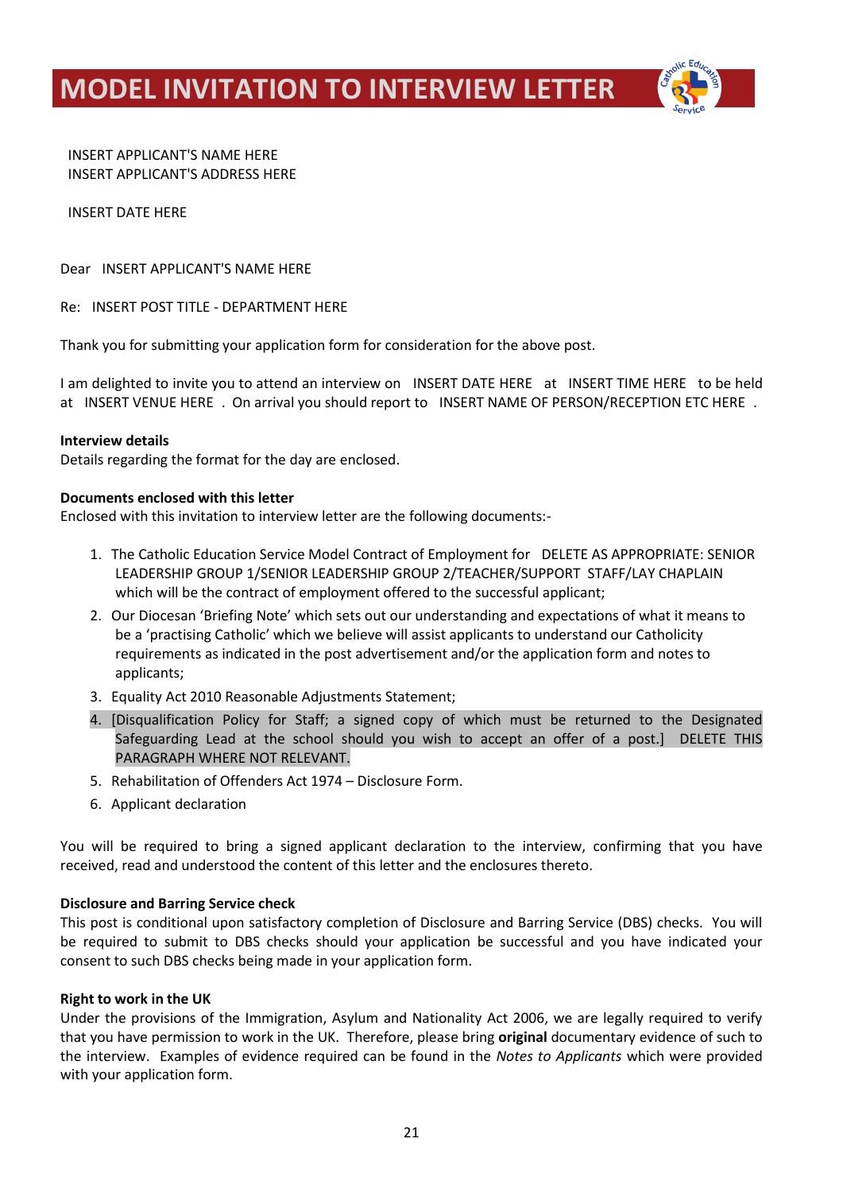# MODEL INVITATION TO INTERVIEW LETTER

INSERT APPLICANT'S NAME HERE
INSERT APPLICANT'S ADDRESS HERE

INSERT DATE HERE

Dear INSERT APPLICANT'S NAME HERE

Re: INSERT POST TITLE - DEPARTMENT HERE

Thank you for submitting your application form for consideration for the above post.

I am delighted to invite you to attend an interview on INSERT DATE HERE at INSERT TIME HERE to be held at INSERT VENUE HERE . On arrival you should report to INSERT NAME OF PERSON/RECEPTION ETC HERE .

**Interview details**
Details regarding the format for the day are enclosed.

**Documents enclosed with this letter**
Enclosed with this invitation to interview letter are the following documents:-

1. The Catholic Education Service Model Contract of Employment for DELETE AS APPROPRIATE: SENIOR LEADERSHIP GROUP 1/SENIOR LEADERSHIP GROUP 2/TEACHER/SUPPORT STAFF/LAY CHAPLAIN which will be the contract of employment offered to the successful applicant;
2. Our Diocesan 'Briefing Note' which sets out our understanding and expectations of what it means to be a 'practising Catholic' which we believe will assist applicants to understand our Catholicity requirements as indicated in the post advertisement and/or the application form and notes to applicants;
3. Equality Act 2010 Reasonable Adjustments Statement;
4. [Disqualification Policy for Staff; a signed copy of which must be returned to the Designated Safeguarding Lead at the school should you wish to accept an offer of a post.] DELETE THIS PARAGRAPH WHERE NOT RELEVANT.
5. Rehabilitation of Offenders Act 1974 – Disclosure Form.
6. Applicant declaration

You will be required to bring a signed applicant declaration to the interview, confirming that you have received, read and understood the content of this letter and the enclosures thereto.

**Disclosure and Barring Service check**
This post is conditional upon satisfactory completion of Disclosure and Barring Service (DBS) checks. You will be required to submit to DBS checks should your application be successful and you have indicated your consent to such DBS checks being made in your application form.

**Right to work in the UK**
Under the provisions of the Immigration, Asylum and Nationality Act 2006, we are legally required to verify that you have permission to work in the UK. Therefore, please bring **original** documentary evidence of such to the interview. Examples of evidence required can be found in the *Notes to Applicants* which were provided with your application form.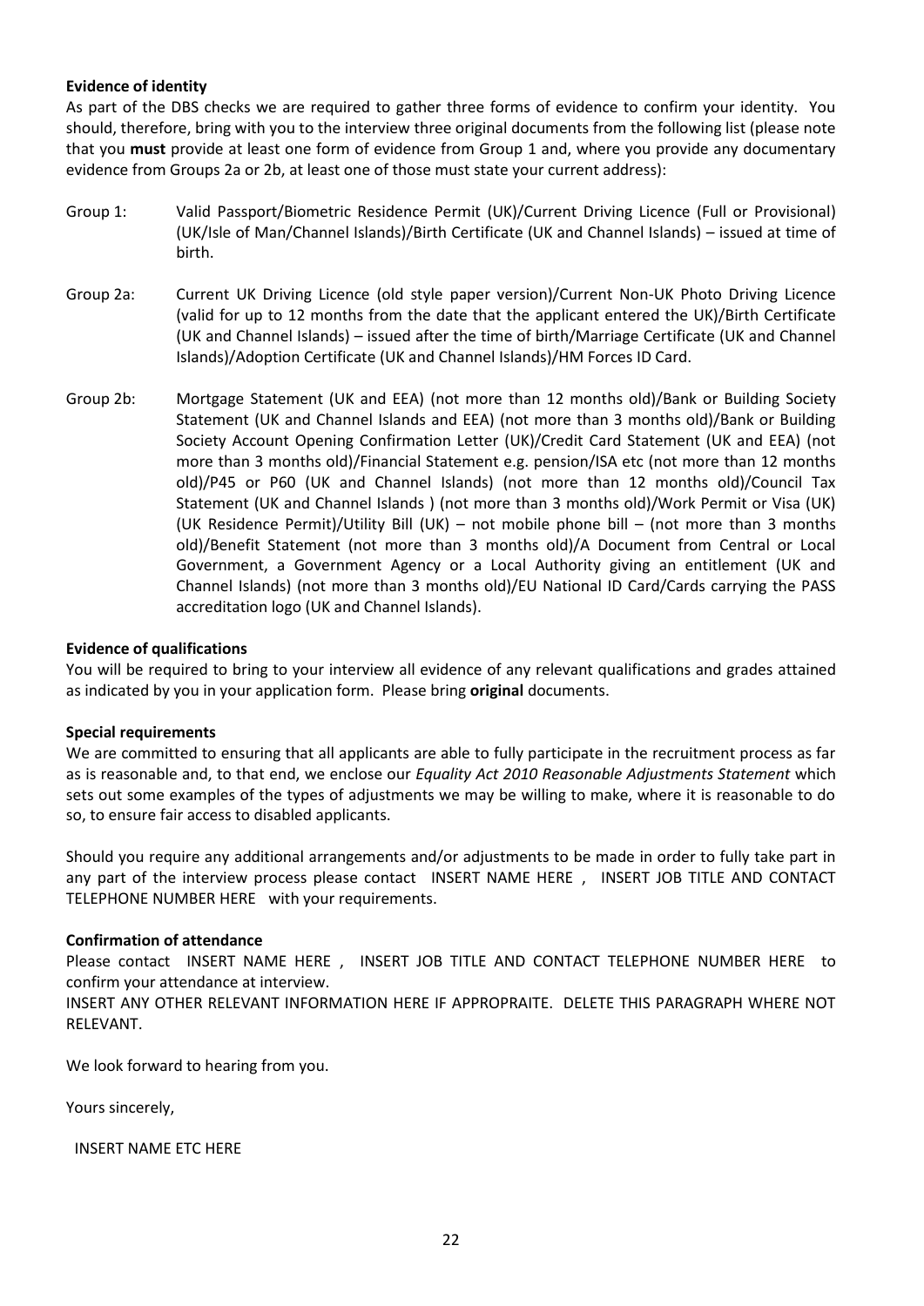**Evidence of identity**

As part of the DBS checks we are required to gather three forms of evidence to confirm your identity. You should, therefore, bring with you to the interview three original documents from the following list (please note that you **must** provide at least one form of evidence from Group 1 and, where you provide any documentary evidence from Groups 2a or 2b, at least one of those must state your current address):

Group 1: Valid Passport/Biometric Residence Permit (UK)/Current Driving Licence (Full or Provisional) (UK/Isle of Man/Channel Islands)/Birth Certificate (UK and Channel Islands) – issued at time of birth.

Group 2a: Current UK Driving Licence (old style paper version)/Current Non-UK Photo Driving Licence (valid for up to 12 months from the date that the applicant entered the UK)/Birth Certificate (UK and Channel Islands) – issued after the time of birth/Marriage Certificate (UK and Channel Islands)/Adoption Certificate (UK and Channel Islands)/HM Forces ID Card.

Group 2b: Mortgage Statement (UK and EEA) (not more than 12 months old)/Bank or Building Society Statement (UK and Channel Islands and EEA) (not more than 3 months old)/Bank or Building Society Account Opening Confirmation Letter (UK)/Credit Card Statement (UK and EEA) (not more than 3 months old)/Financial Statement e.g. pension/ISA etc (not more than 12 months old)/P45 or P60 (UK and Channel Islands) (not more than 12 months old)/Council Tax Statement (UK and Channel Islands ) (not more than 3 months old)/Work Permit or Visa (UK) (UK Residence Permit)/Utility Bill (UK) – not mobile phone bill – (not more than 3 months old)/Benefit Statement (not more than 3 months old)/A Document from Central or Local Government, a Government Agency or a Local Authority giving an entitlement (UK and Channel Islands) (not more than 3 months old)/EU National ID Card/Cards carrying the PASS accreditation logo (UK and Channel Islands).

**Evidence of qualifications**

You will be required to bring to your interview all evidence of any relevant qualifications and grades attained as indicated by you in your application form. Please bring **original** documents.

**Special requirements**

We are committed to ensuring that all applicants are able to fully participate in the recruitment process as far as is reasonable and, to that end, we enclose our *Equality Act 2010 Reasonable Adjustments Statement* which sets out some examples of the types of adjustments we may be willing to make, where it is reasonable to do so, to ensure fair access to disabled applicants.

Should you require any additional arrangements and/or adjustments to be made in order to fully take part in any part of the interview process please contact INSERT NAME HERE , INSERT JOB TITLE AND CONTACT TELEPHONE NUMBER HERE with your requirements.

**Confirmation of attendance**

Please contact INSERT NAME HERE , INSERT JOB TITLE AND CONTACT TELEPHONE NUMBER HERE to confirm your attendance at interview.

INSERT ANY OTHER RELEVANT INFORMATION HERE IF APPROPRAITE. DELETE THIS PARAGRAPH WHERE NOT RELEVANT.

We look forward to hearing from you.

Yours sincerely,

INSERT NAME ETC HERE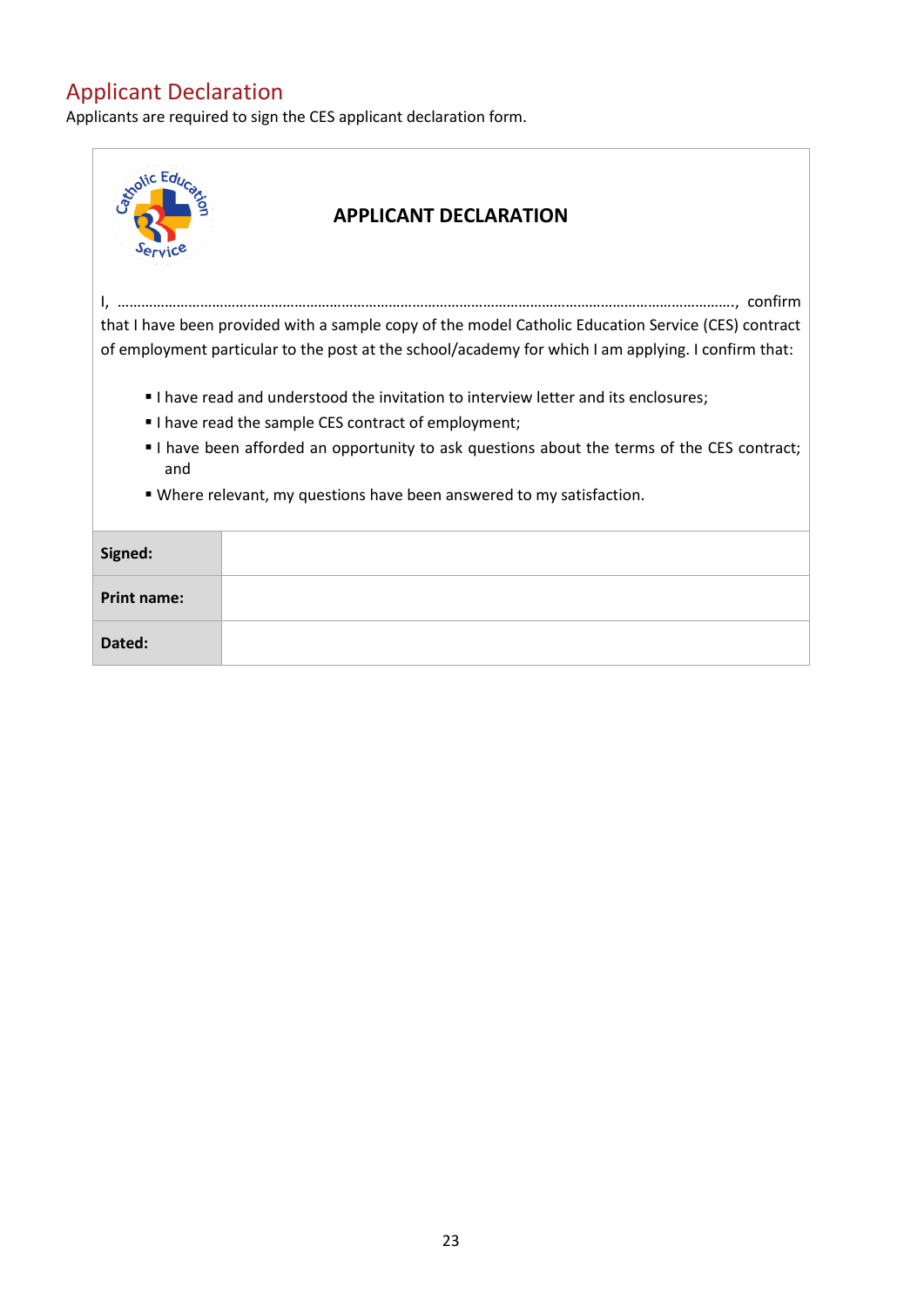## Applicant Declaration

Applicants are required to sign the CES applicant declaration form.

### APPLICANT DECLARATION

I, ……………………………………………………………………………………………………………………………………………., confirm that I have been provided with a sample copy of the model Catholic Education Service (CES) contract of employment particular to the post at the school/academy for which I am applying. I confirm that:

- I have read and understood the invitation to interview letter and its enclosures;
- I have read the sample CES contract of employment;
- I have been afforded an opportunity to ask questions about the terms of the CES contract; and
- Where relevant, my questions have been answered to my satisfaction.

| | |
|---|---|
| **Signed:** | |
| **Print name:** | |
| **Dated:** | |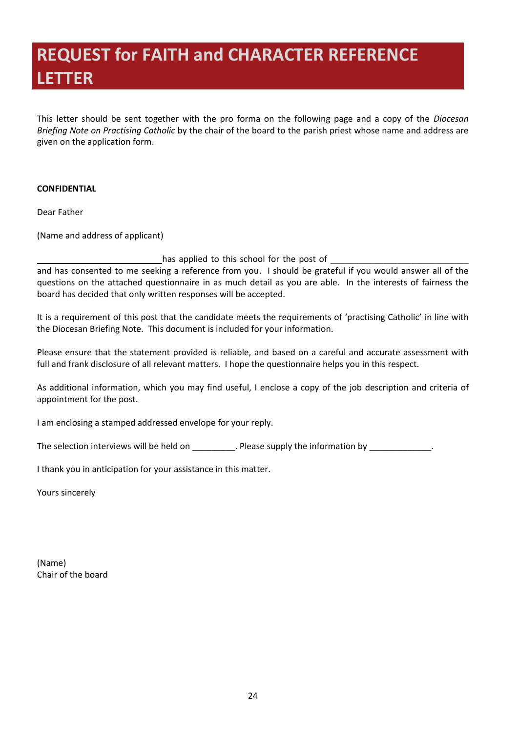# REQUEST for FAITH and CHARACTER REFERENCE LETTER

This letter should be sent together with the pro forma on the following page and a copy of the *Diocesan Briefing Note on Practising Catholic* by the chair of the board to the parish priest whose name and address are given on the application form.

**CONFIDENTIAL**

Dear Father

(Name and address of applicant)

\_\_\_\_\_\_\_\_\_\_\_\_\_\_\_\_\_\_\_\_\_\_\_\_\_\_\_ has applied to this school for the post of \_\_\_\_\_\_\_\_\_\_\_\_\_\_\_\_\_\_\_\_\_\_\_\_\_\_\_\_\_\_ and has consented to me seeking a reference from you. I should be grateful if you would answer all of the questions on the attached questionnaire in as much detail as you are able. In the interests of fairness the board has decided that only written responses will be accepted.

It is a requirement of this post that the candidate meets the requirements of 'practising Catholic' in line with the Diocesan Briefing Note. This document is included for your information.

Please ensure that the statement provided is reliable, and based on a careful and accurate assessment with full and frank disclosure of all relevant matters. I hope the questionnaire helps you in this respect.

As additional information, which you may find useful, I enclose a copy of the job description and criteria of appointment for the post.

I am enclosing a stamped addressed envelope for your reply.

The selection interviews will be held on \_\_\_\_\_\_\_\_\_. Please supply the information by \_\_\_\_\_\_\_\_\_\_\_\_\_.

I thank you in anticipation for your assistance in this matter.

Yours sincerely

(Name)
Chair of the board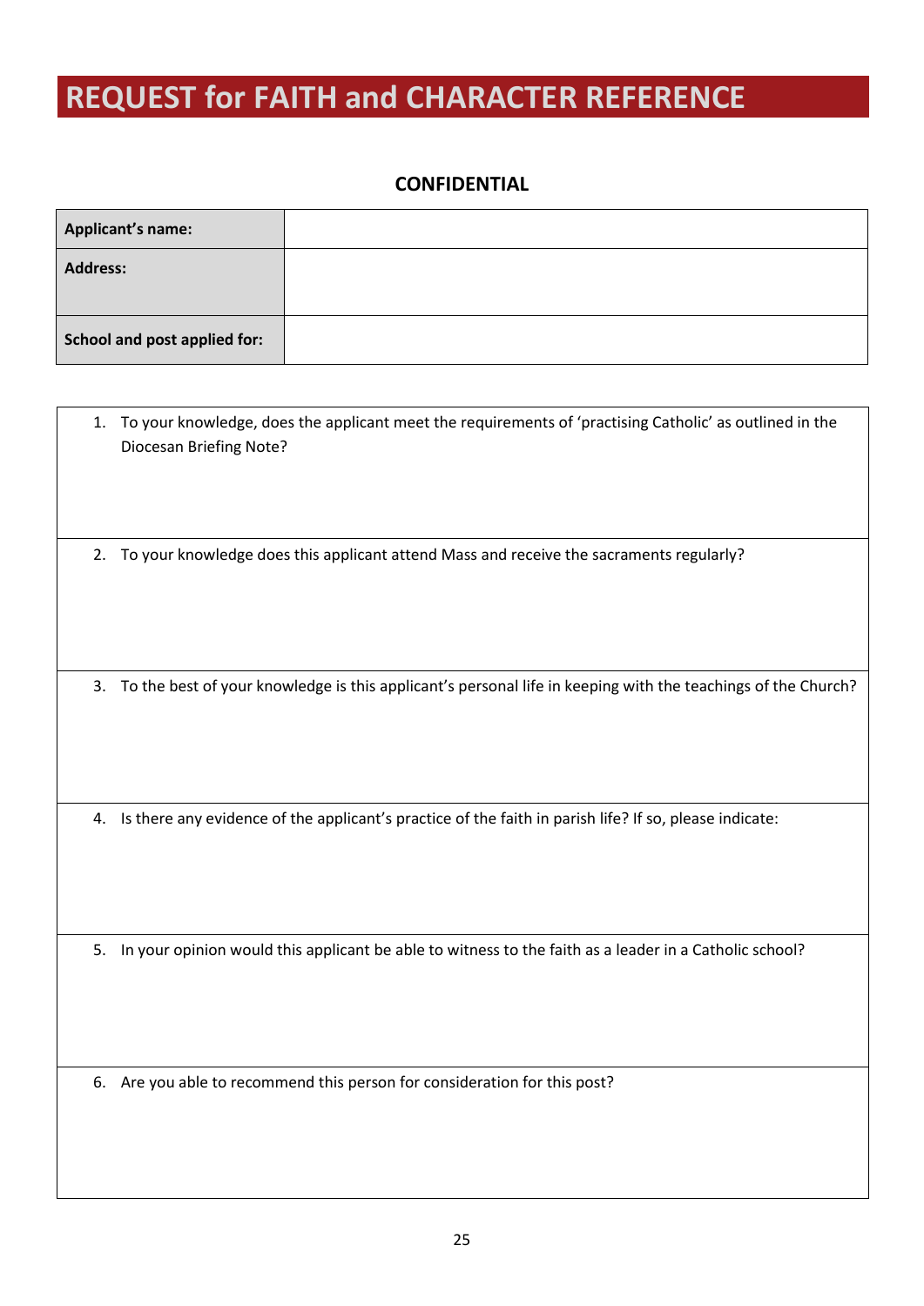# REQUEST for FAITH and CHARACTER REFERENCE

**CONFIDENTIAL**

| **Applicant's name:** | |
|---|---|
| **Address:** | |
| **School and post applied for:** | |

1. To your knowledge, does the applicant meet the requirements of 'practising Catholic' as outlined in the Diocesan Briefing Note?

2. To your knowledge does this applicant attend Mass and receive the sacraments regularly?

3. To the best of your knowledge is this applicant's personal life in keeping with the teachings of the Church?

4. Is there any evidence of the applicant's practice of the faith in parish life? If so, please indicate:

5. In your opinion would this applicant be able to witness to the faith as a leader in a Catholic school?

6. Are you able to recommend this person for consideration for this post?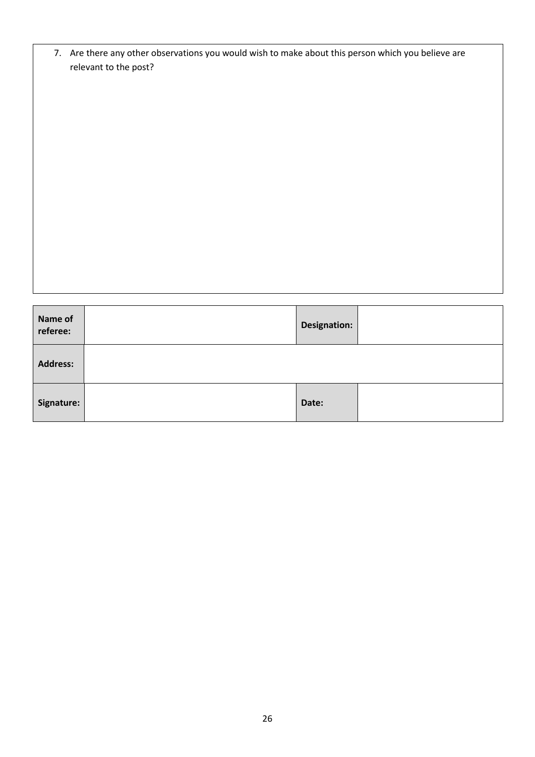7. Are there any other observations you would wish to make about this person which you believe are relevant to the post?

| **Name of referee:** | | **Designation:** | |
|---|---|---|---|
| **Address:** | | | |
| **Signature:** | | **Date:** | |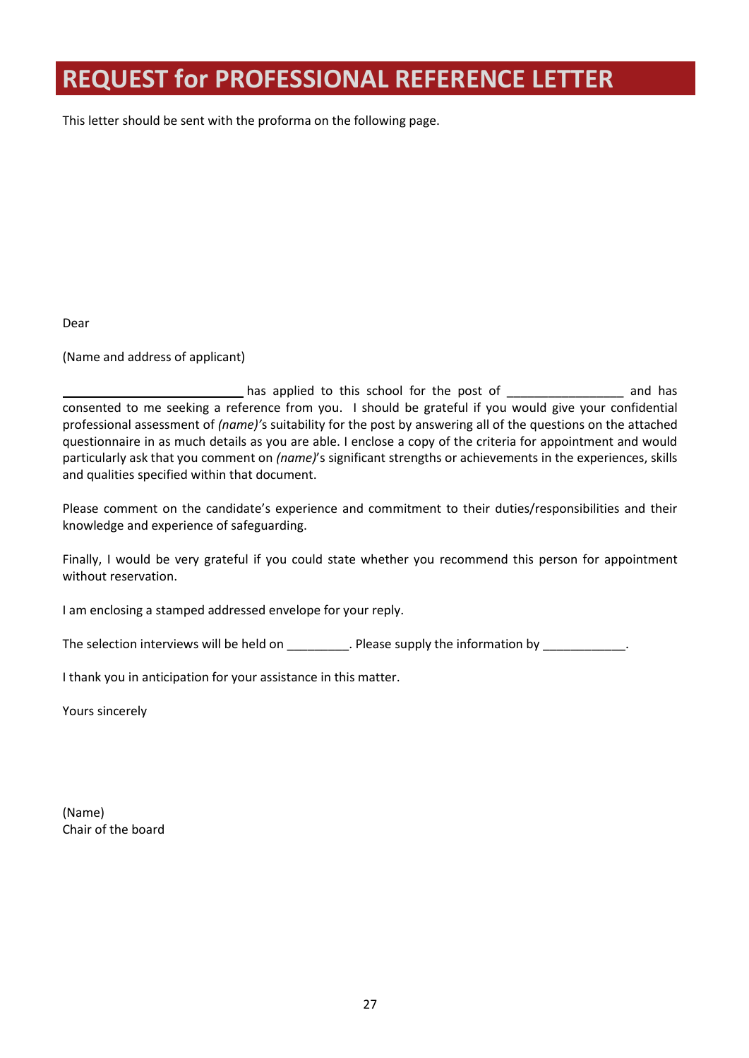# REQUEST for PROFESSIONAL REFERENCE LETTER

This letter should be sent with the proforma on the following page.

Dear

(Name and address of applicant)

___________________________ has applied to this school for the post of _________________ and has consented to me seeking a reference from you. I should be grateful if you would give your confidential professional assessment of *(name)'*s suitability for the post by answering all of the questions on the attached questionnaire in as much details as you are able. I enclose a copy of the criteria for appointment and would particularly ask that you comment on *(name)*'s significant strengths or achievements in the experiences, skills and qualities specified within that document.

Please comment on the candidate's experience and commitment to their duties/responsibilities and their knowledge and experience of safeguarding.

Finally, I would be very grateful if you could state whether you recommend this person for appointment without reservation.

I am enclosing a stamped addressed envelope for your reply.

The selection interviews will be held on _________. Please supply the information by ____________.

I thank you in anticipation for your assistance in this matter.

Yours sincerely

(Name)
Chair of the board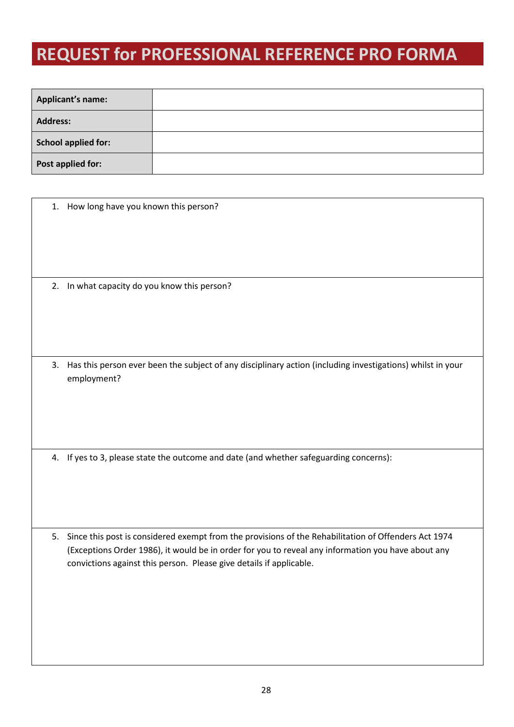# REQUEST for PROFESSIONAL REFERENCE PRO FORMA

| | |
|---|---|
| **Applicant's name:** | |
| **Address:** | |
| **School applied for:** | |
| **Post applied for:** | |

1. How long have you known this person?

2. In what capacity do you know this person?

3. Has this person ever been the subject of any disciplinary action (including investigations) whilst in your employment?

4. If yes to 3, please state the outcome and date (and whether safeguarding concerns):

5. Since this post is considered exempt from the provisions of the Rehabilitation of Offenders Act 1974 (Exceptions Order 1986), it would be in order for you to reveal any information you have about any convictions against this person. Please give details if applicable.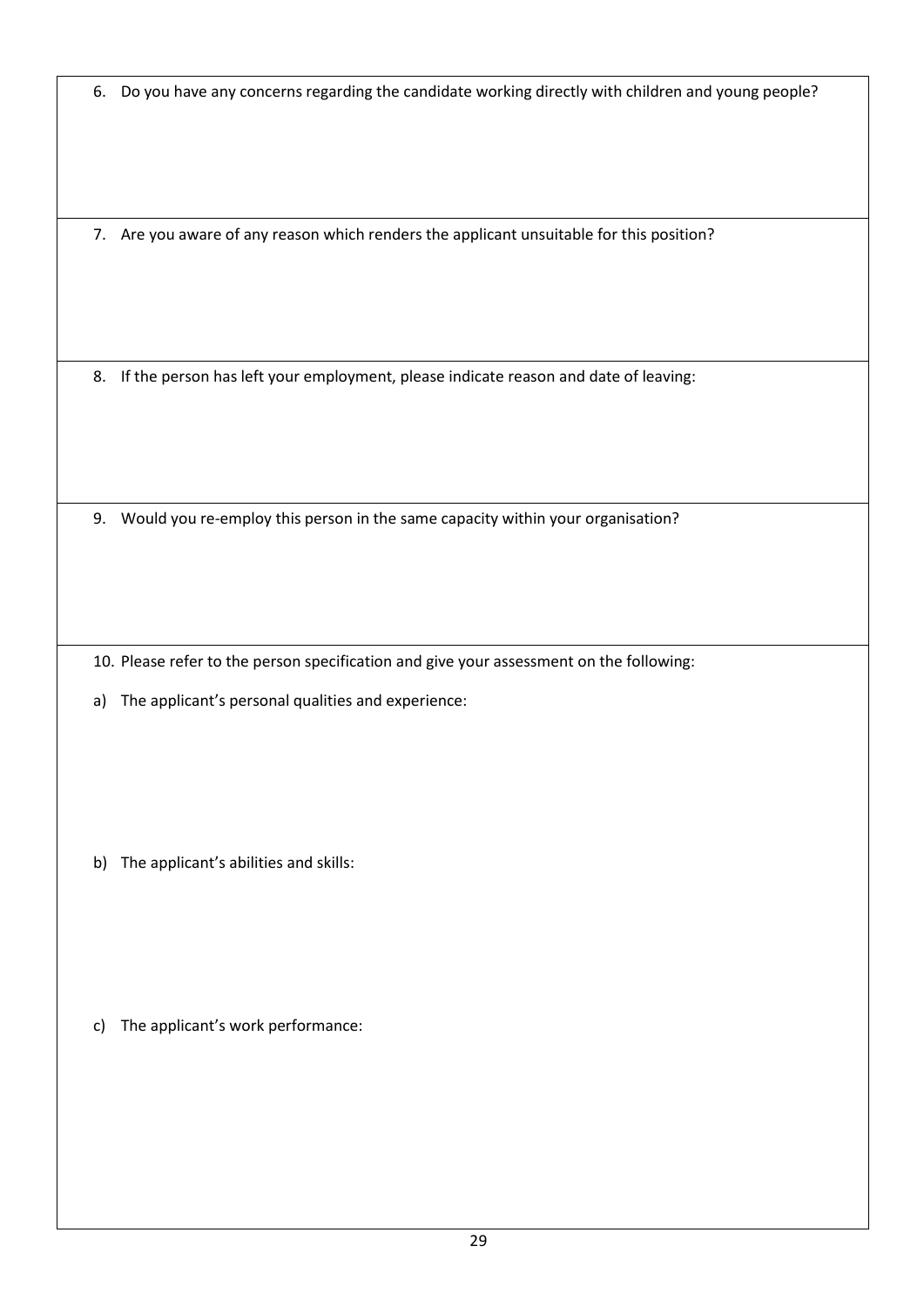6. Do you have any concerns regarding the candidate working directly with children and young people?

7. Are you aware of any reason which renders the applicant unsuitable for this position?

8. If the person has left your employment, please indicate reason and date of leaving:

9. Would you re-employ this person in the same capacity within your organisation?

10. Please refer to the person specification and give your assessment on the following:

a) The applicant's personal qualities and experience:

b) The applicant's abilities and skills:

c) The applicant's work performance: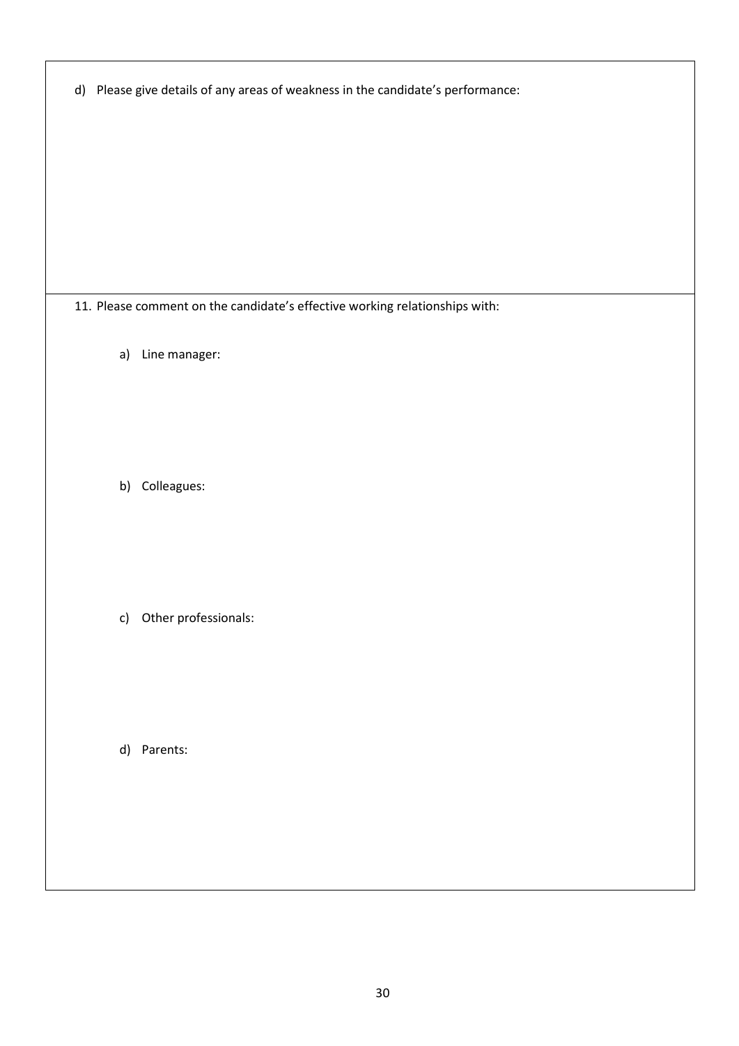d) Please give details of any areas of weakness in the candidate's performance:

11. Please comment on the candidate's effective working relationships with:

    a) Line manager:

    b) Colleagues:

    c) Other professionals:

    d) Parents: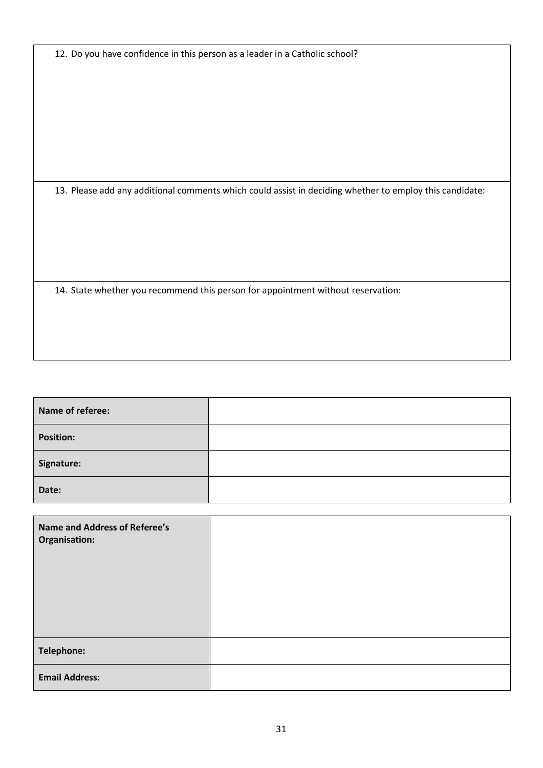12. Do you have confidence in this person as a leader in a Catholic school?

13. Please add any additional comments which could assist in deciding whether to employ this candidate:

14. State whether you recommend this person for appointment without reservation:

| **Name of referee:** | |
|---|---|
| **Position:** | |
| **Signature:** | |
| **Date:** | |

| **Name and Address of Referee's Organisation:** | |
|---|---|
| **Telephone:** | |
| **Email Address:** | |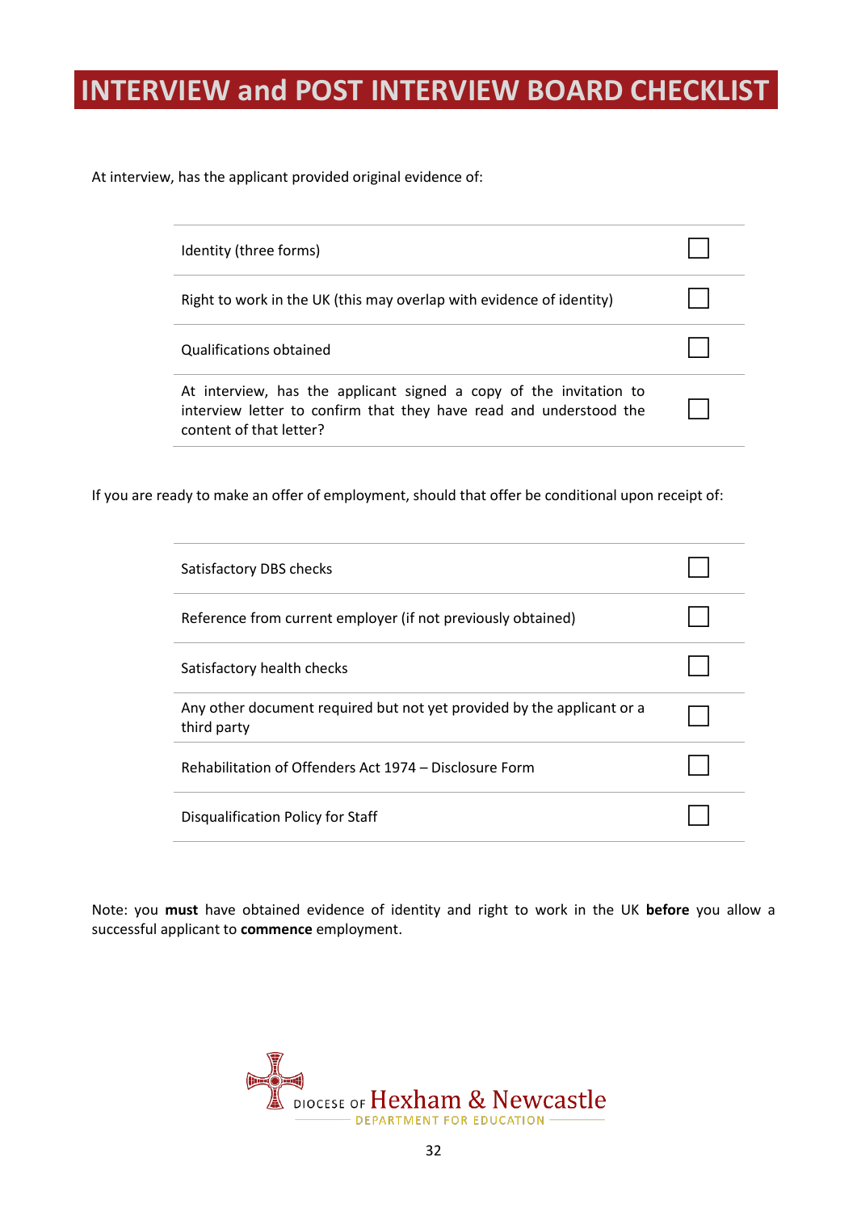# INTERVIEW and POST INTERVIEW BOARD CHECKLIST

At interview, has the applicant provided original evidence of:

| | |
|---|---|
| Identity (three forms) | ☐ |
| Right to work in the UK (this may overlap with evidence of identity) | ☐ |
| Qualifications obtained | ☐ |
| At interview, has the applicant signed a copy of the invitation to interview letter to confirm that they have read and understood the content of that letter? | ☐ |

If you are ready to make an offer of employment, should that offer be conditional upon receipt of:

| | |
|---|---|
| Satisfactory DBS checks | ☐ |
| Reference from current employer (if not previously obtained) | ☐ |
| Satisfactory health checks | ☐ |
| Any other document required but not yet provided by the applicant or a third party | ☐ |
| Rehabilitation of Offenders Act 1974 – Disclosure Form | ☐ |
| Disqualification Policy for Staff | ☐ |

Note: you **must** have obtained evidence of identity and right to work in the UK **before** you allow a successful applicant to **commence** employment.

DIOCESE OF Hexham & Newcastle
DEPARTMENT FOR EDUCATION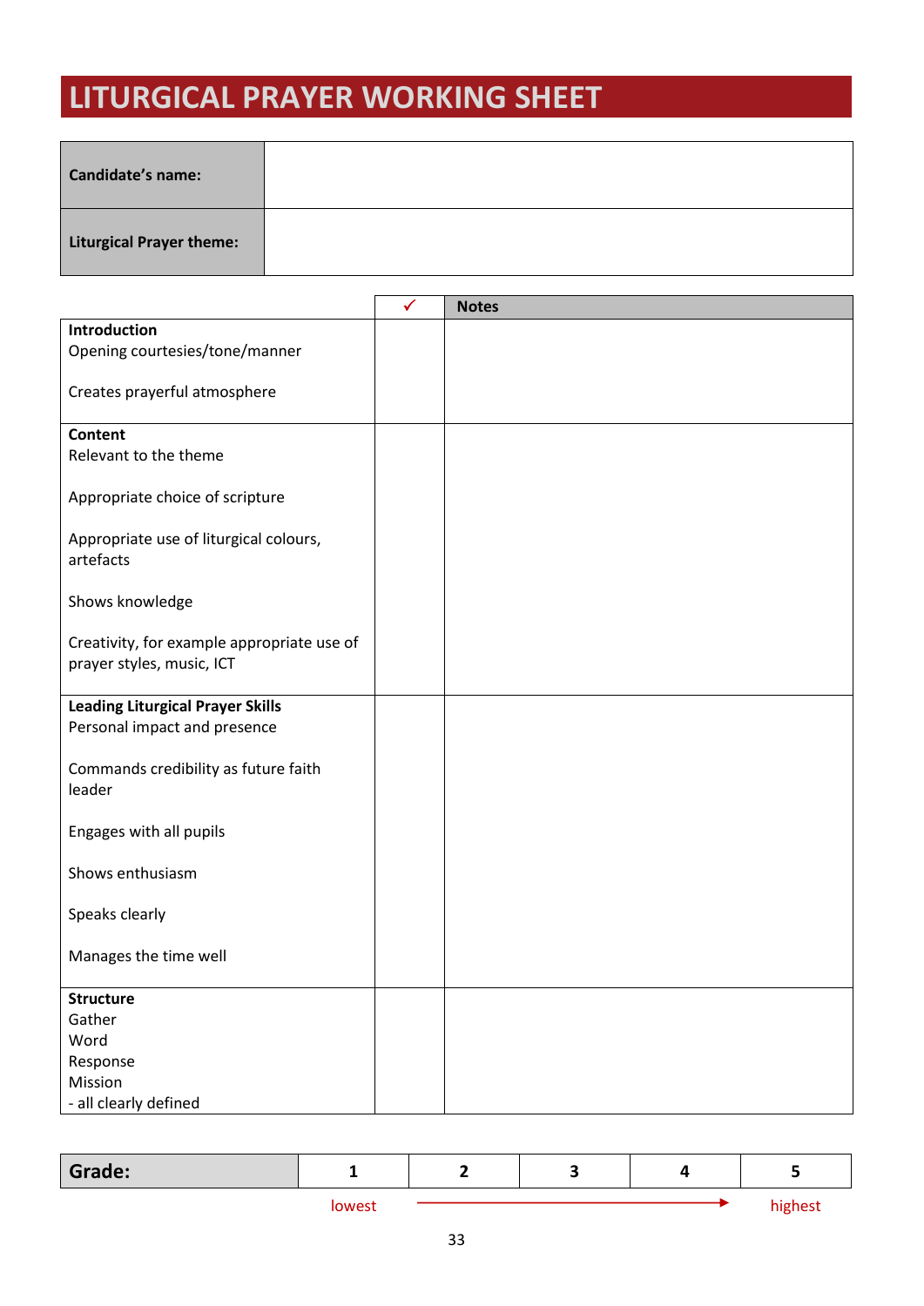# LITURGICAL PRAYER WORKING SHEET

| | |
|---|---|
| **Candidate's name:** | |
| **Liturgical Prayer theme:** | |

| | ✓ | Notes |
|---|---|---|
| **Introduction**<br>Opening courtesies/tone/manner<br><br>Creates prayerful atmosphere | | |
| **Content**<br>Relevant to the theme<br><br>Appropriate choice of scripture<br><br>Appropriate use of liturgical colours, artefacts<br><br>Shows knowledge<br><br>Creativity, for example appropriate use of prayer styles, music, ICT | | |
| **Leading Liturgical Prayer Skills**<br>Personal impact and presence<br><br>Commands credibility as future faith leader<br><br>Engages with all pupils<br><br>Shows enthusiasm<br><br>Speaks clearly<br><br>Manages the time well | | |
| **Structure**<br>Gather<br>Word<br>Response<br>Mission<br>- all clearly defined | | |

| **Grade:** | 1 | 2 | 3 | 4 | 5 |
|---|---|---|---|---|---|
| | lowest | → | → | → | highest |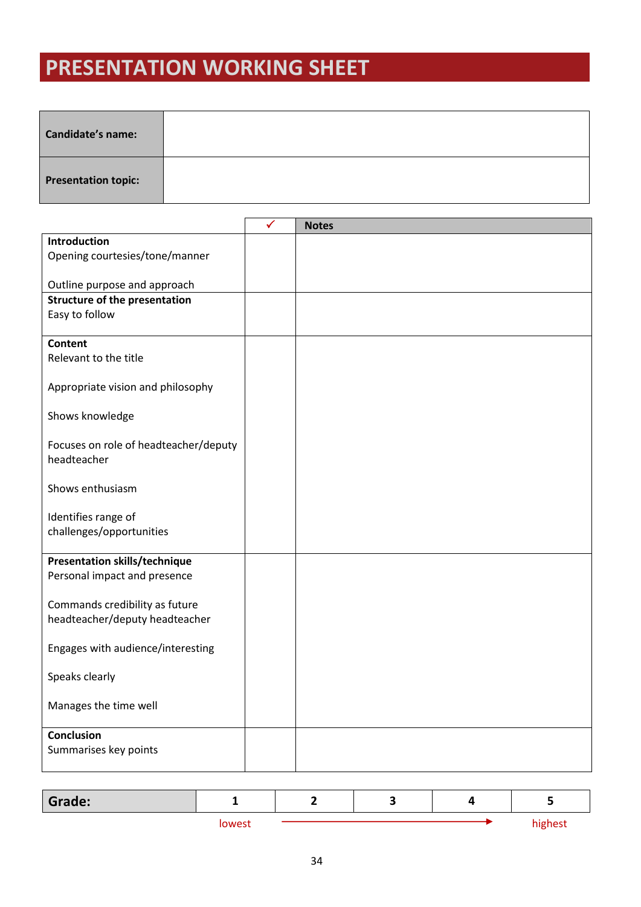# PRESENTATION WORKING SHEET

| **Candidate's name:** | |
|---|---|
| **Presentation topic:** | |

| | ✓ | **Notes** |
|---|---|---|
| **Introduction**<br>Opening courtesies/tone/manner<br><br>Outline purpose and approach | | |
| **Structure of the presentation**<br>Easy to follow | | |
| **Content**<br>Relevant to the title<br><br>Appropriate vision and philosophy<br><br>Shows knowledge<br><br>Focuses on role of headteacher/deputy headteacher<br><br>Shows enthusiasm<br><br>Identifies range of challenges/opportunities | | |
| **Presentation skills/technique**<br>Personal impact and presence<br><br>Commands credibility as future headteacher/deputy headteacher<br><br>Engages with audience/interesting<br><br>Speaks clearly<br><br>Manages the time well | | |
| **Conclusion**<br>Summarises key points | | |

| **Grade:** | 1 | 2 | 3 | 4 | 5 |
|---|---|---|---|---|---|
| | lowest | → | | | highest |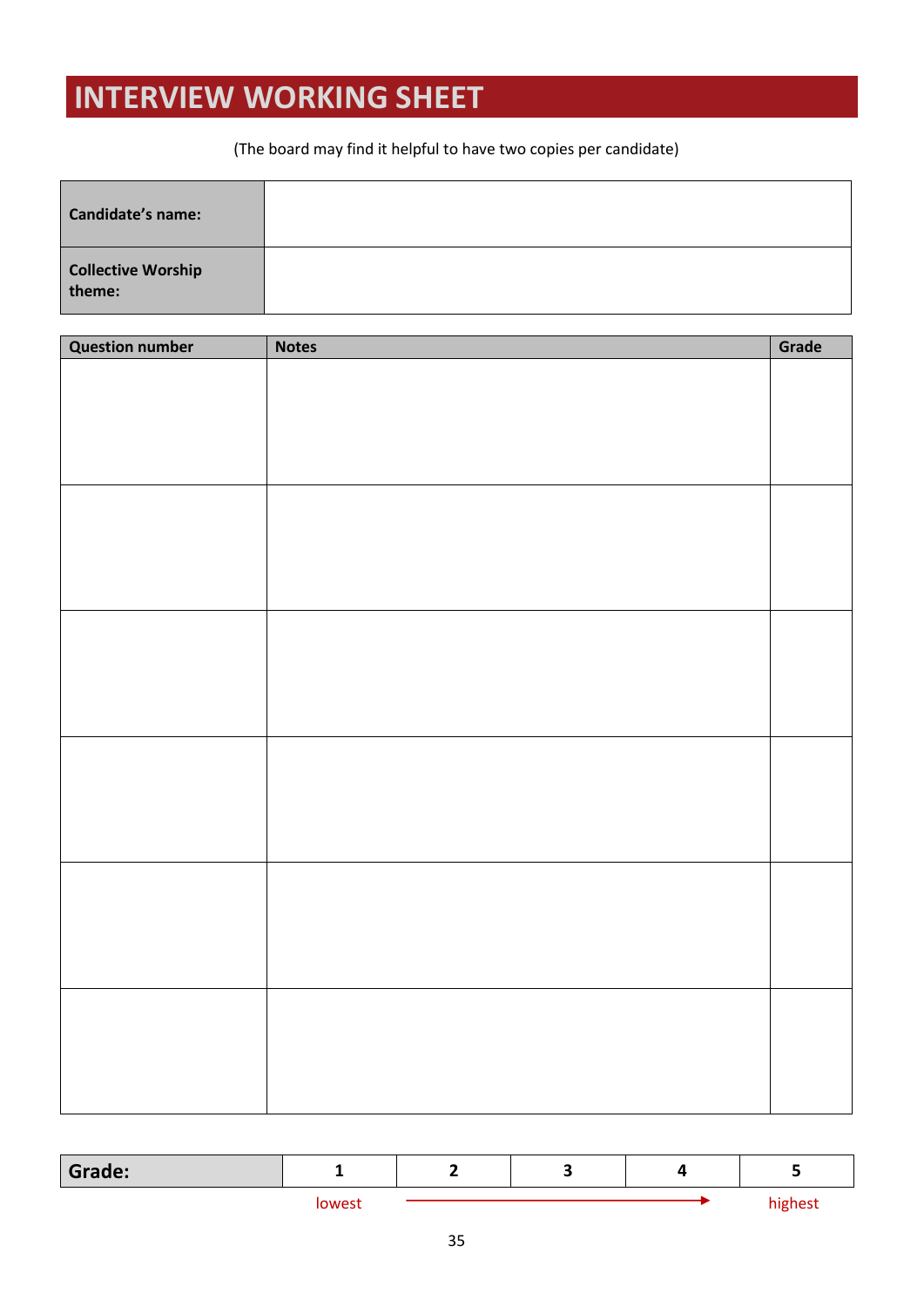# INTERVIEW WORKING SHEET

(The board may find it helpful to have two copies per candidate)

| **Candidate's name:** | |
|---|---|
| **Collective Worship theme:** | |

| Question number | Notes | Grade |
|---|---|---|
| | | |
| | | |
| | | |
| | | |
| | | |
| | | |

| Grade: | 1 | 2 | 3 | 4 | 5 |
|---|---|---|---|---|---|
| | lowest | → | → | → | highest |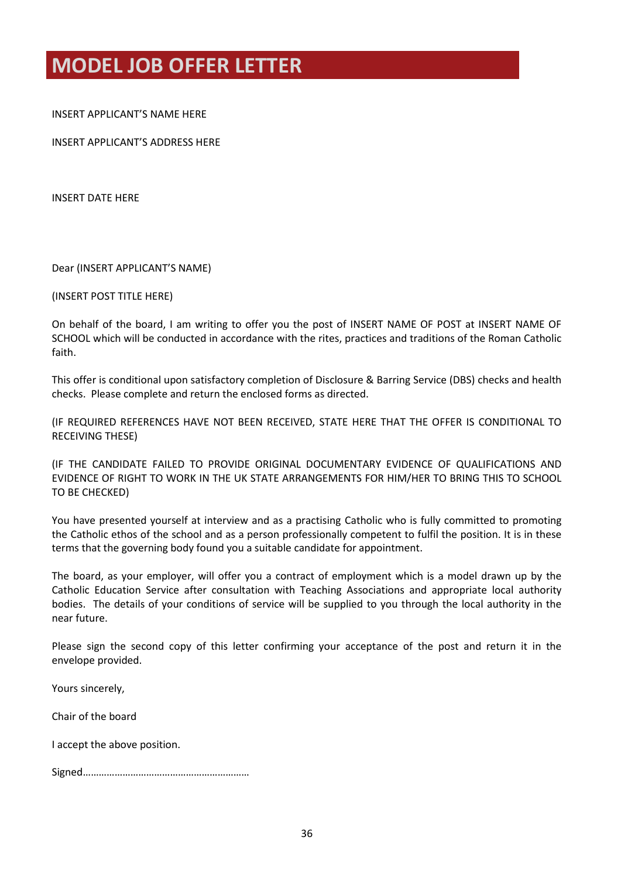# MODEL JOB OFFER LETTER

INSERT APPLICANT'S NAME HERE

INSERT APPLICANT'S ADDRESS HERE

INSERT DATE HERE

Dear (INSERT APPLICANT'S NAME)

(INSERT POST TITLE HERE)

On behalf of the board, I am writing to offer you the post of INSERT NAME OF POST at INSERT NAME OF SCHOOL which will be conducted in accordance with the rites, practices and traditions of the Roman Catholic faith.

This offer is conditional upon satisfactory completion of Disclosure & Barring Service (DBS) checks and health checks. Please complete and return the enclosed forms as directed.

(IF REQUIRED REFERENCES HAVE NOT BEEN RECEIVED, STATE HERE THAT THE OFFER IS CONDITIONAL TO RECEIVING THESE)

(IF THE CANDIDATE FAILED TO PROVIDE ORIGINAL DOCUMENTARY EVIDENCE OF QUALIFICATIONS AND EVIDENCE OF RIGHT TO WORK IN THE UK STATE ARRANGEMENTS FOR HIM/HER TO BRING THIS TO SCHOOL TO BE CHECKED)

You have presented yourself at interview and as a practising Catholic who is fully committed to promoting the Catholic ethos of the school and as a person professionally competent to fulfil the position. It is in these terms that the governing body found you a suitable candidate for appointment.

The board, as your employer, will offer you a contract of employment which is a model drawn up by the Catholic Education Service after consultation with Teaching Associations and appropriate local authority bodies. The details of your conditions of service will be supplied to you through the local authority in the near future.

Please sign the second copy of this letter confirming your acceptance of the post and return it in the envelope provided.

Yours sincerely,

Chair of the board

I accept the above position.

Signed…………………………………………………….